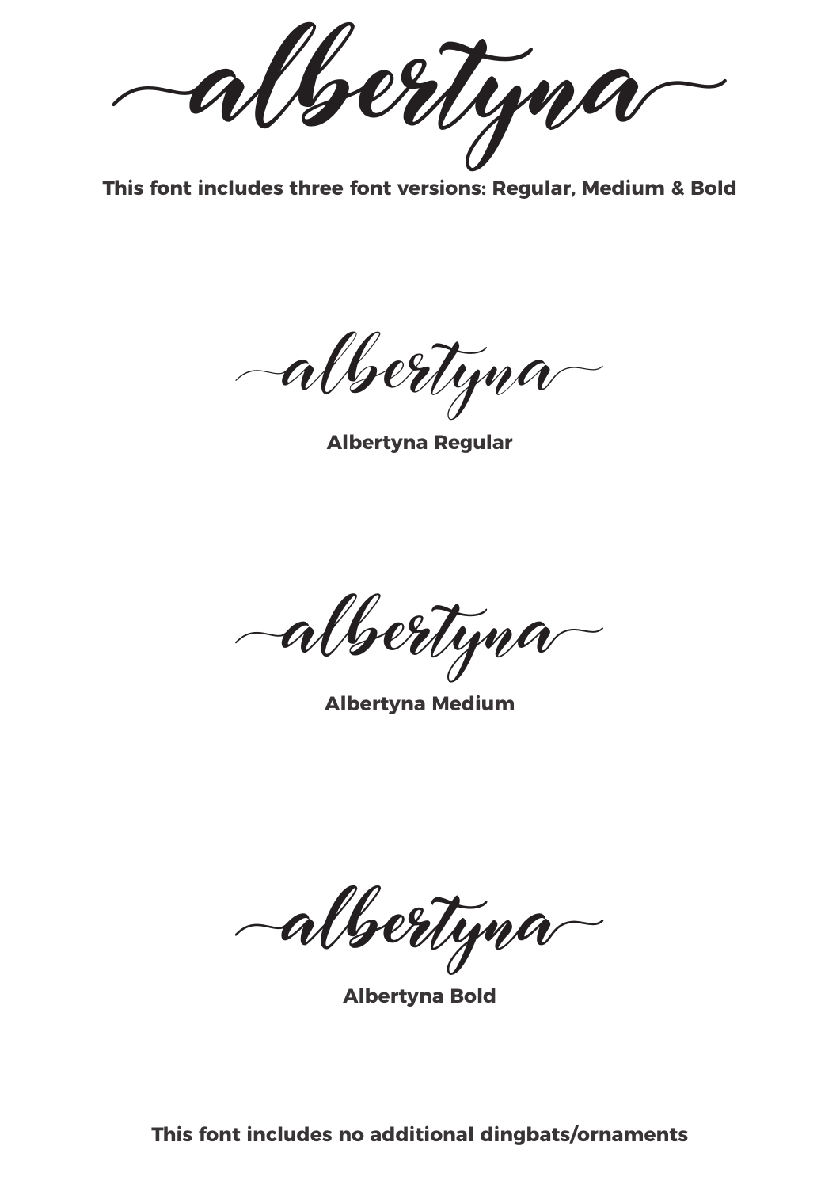# albertyna

**This font includes three font versions: Regular, Medium & Bold**

albertyna

**Albertyna Regular**

albertyna

**Albertyna Medium**

albertyna

**Albertyna Bold**

**This font includes no additional dingbats/ornaments**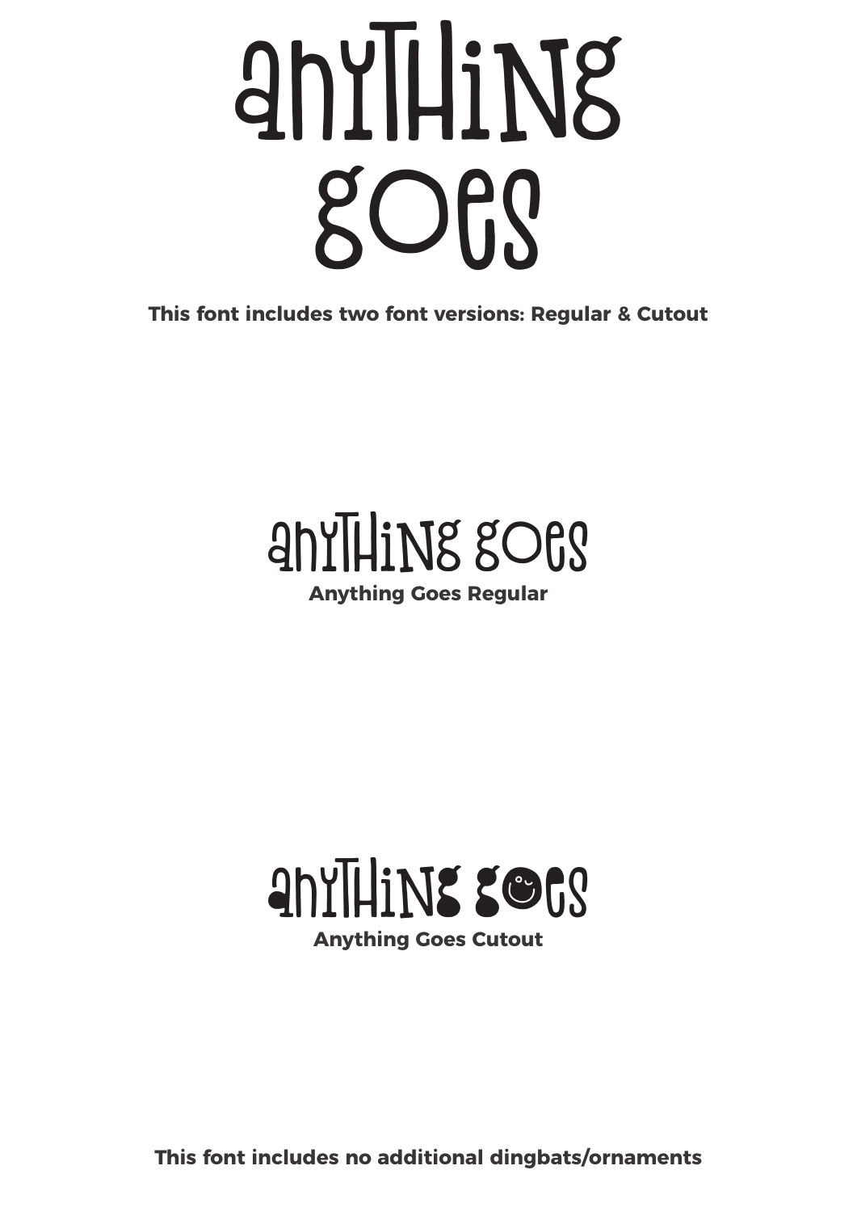# anything goes

**This font includes two font versions: Regular & Cutout**

anything goes

**Anything Goes Regular**

anything goes

**Anything Goes Cutout**

**This font includes no additional dingbats/ornaments**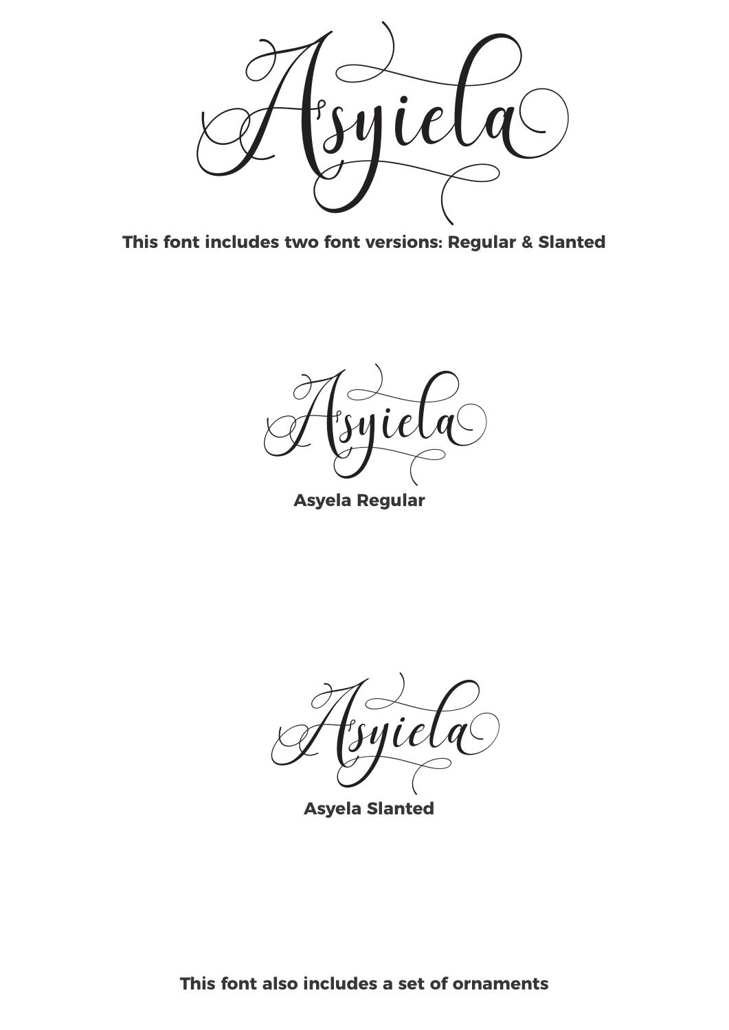Asyiela

**This font includes two font versions: Regular & Slanted**

Asyiela

**Asyela Regular**

Asyiela

**Asyela Slanted**

**This font also includes a set of ornaments**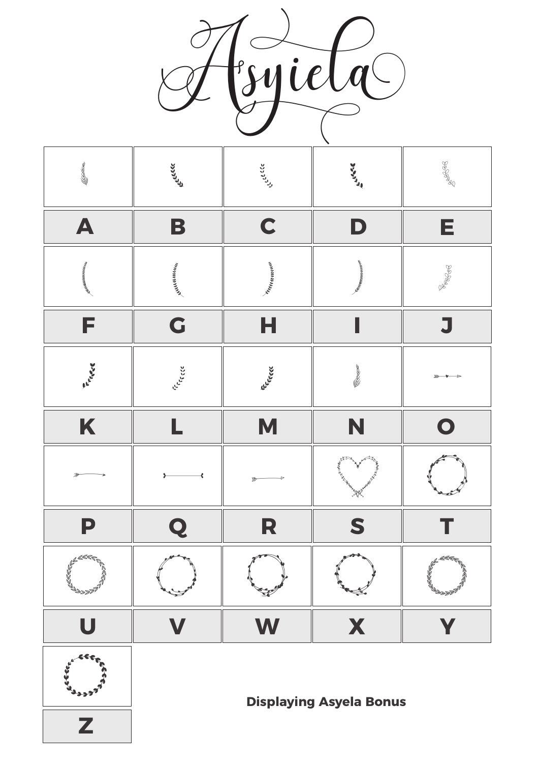# Asyiela

| A | B | C | D | E |
|---|---|---|---|---|
| F | G | H | I | J |
| K | L | M | N | O |
| P | Q | R | S | T |
| U | V | W | X | Y |
| Z | | | | |

**Displaying Asyela Bonus**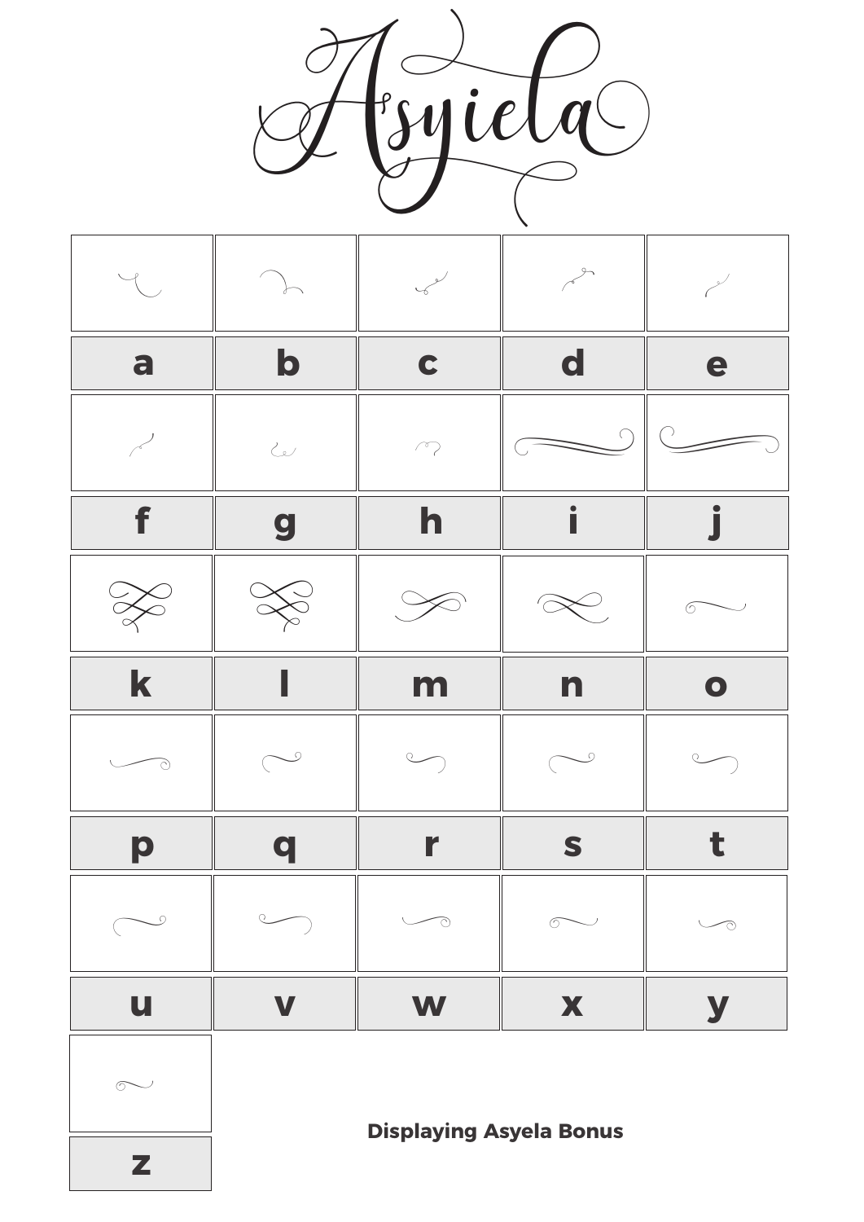# Asyiela

| a | b | c | d | e |
|---|---|---|---|---|
| f | g | h | i | j |
| k | l | m | n | o |
| p | q | r | s | t |
| u | v | w | x | y |
| z | | | | |

**Displaying Asyela Bonus**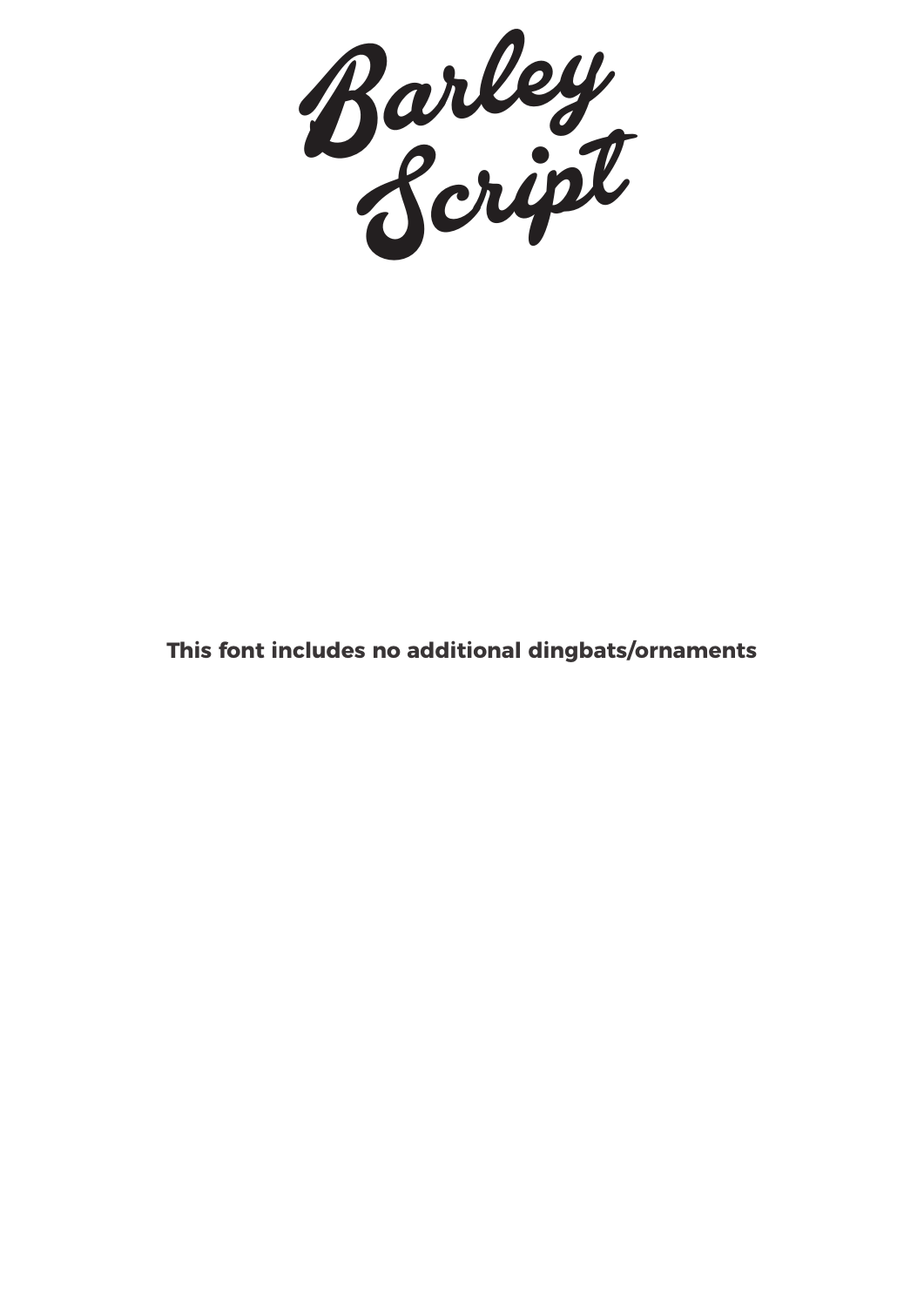# Barley Script

**This font includes no additional dingbats/ornaments**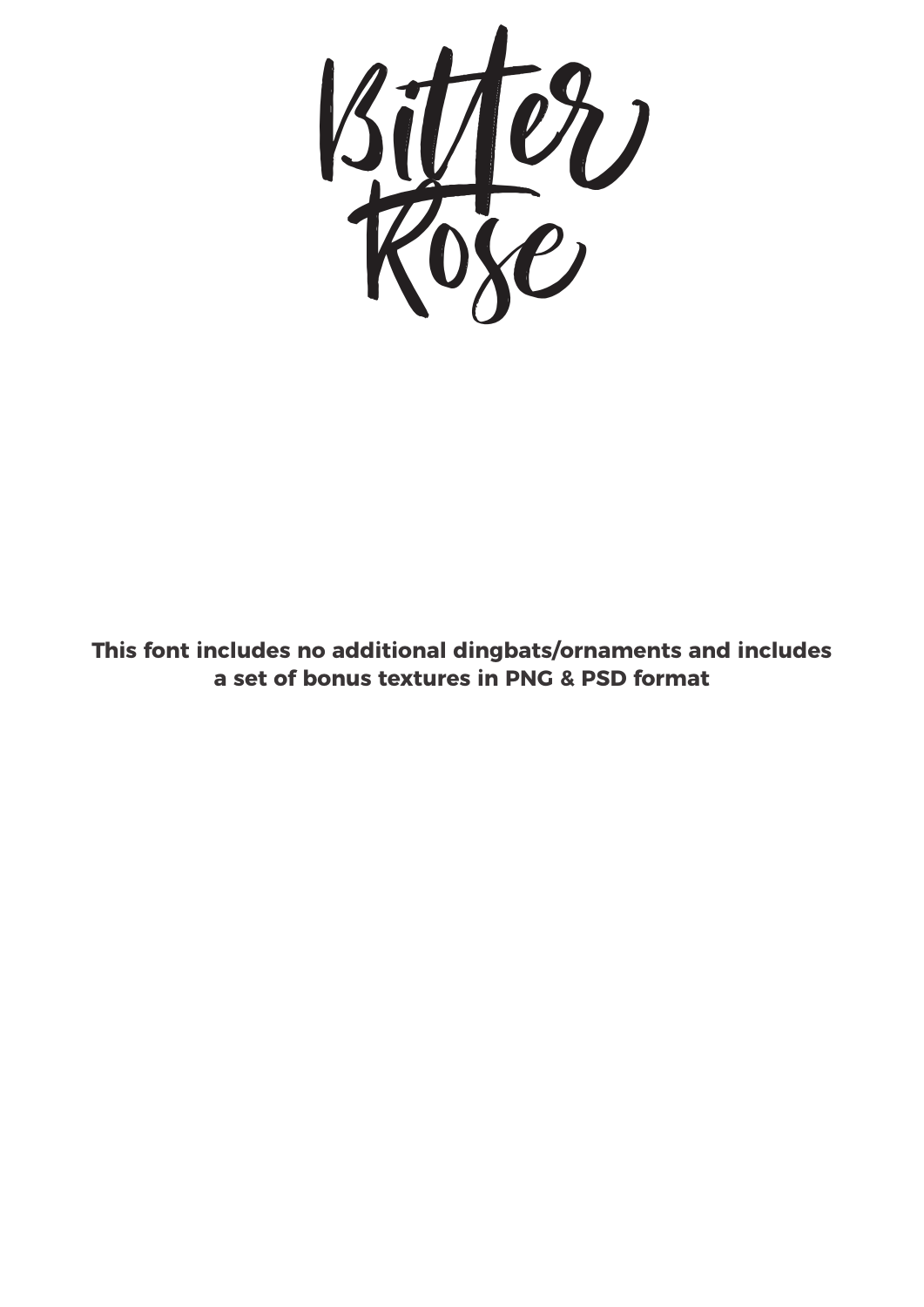# Bitter Rose

**This font includes no additional dingbats/ornaments and includes a set of bonus textures in PNG & PSD format**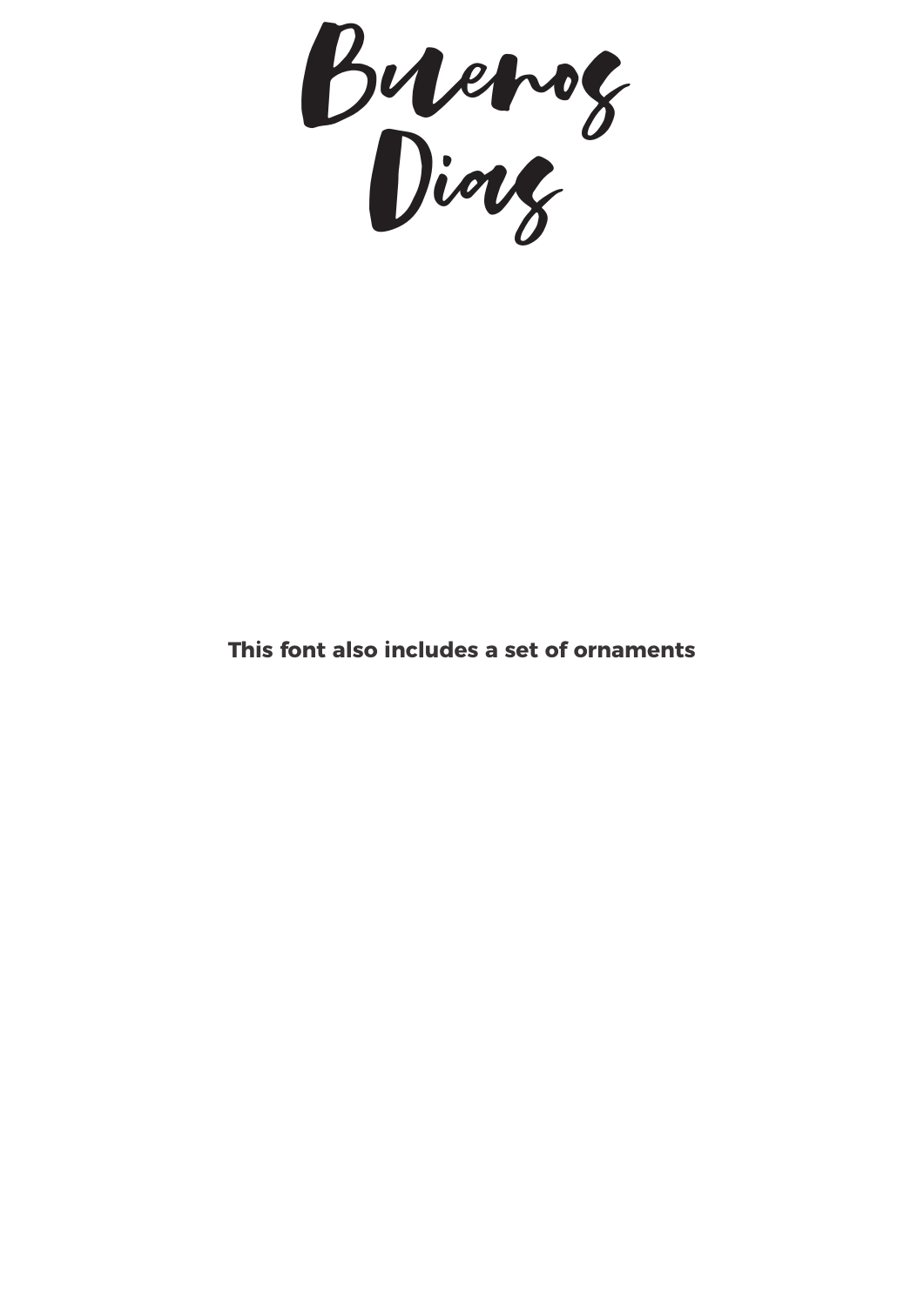# Buenos Dias

**This font also includes a set of ornaments**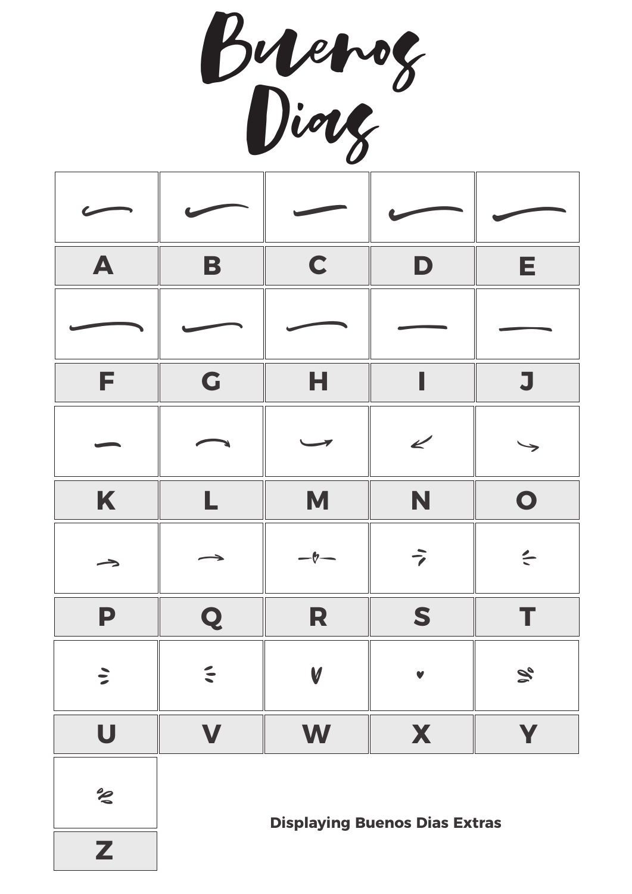# Buenos Dias

| A | B | C | D | E |
|---|---|---|---|---|
| F | G | H | I | J |
| K | L | M | N | O |
| P | Q | R | S | T |
| U | V | W | X | Y |
| Z | | | | |

**Displaying Buenos Dias Extras**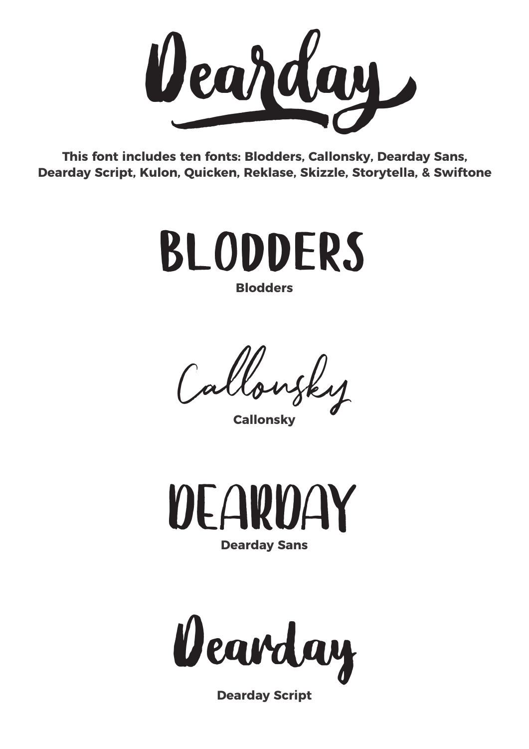# Dearday

**This font includes ten fonts: Blodders, Callonsky, Dearday Sans, Dearday Script, Kulon, Quicken, Reklase, Skizzle, Storytella, & Swiftone**

BLODDERS

**Blodders**

Callonsky

**Callonsky**

DEARDAY

**Dearday Sans**

Dearday

**Dearday Script**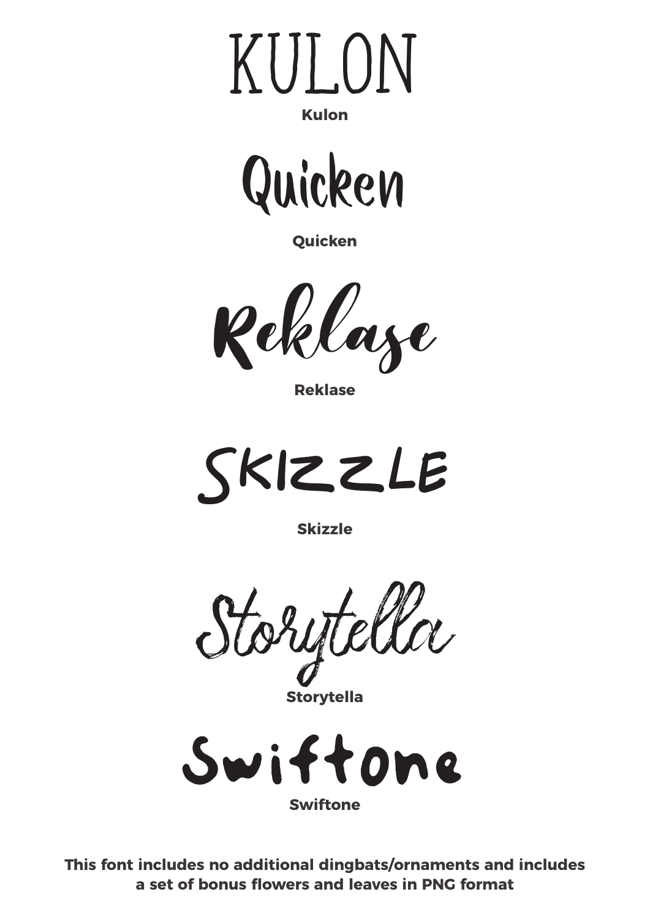KULON

**Kulon**

Quicken

**Quicken**

Reklase

**Reklase**

SKIZZLE

**Skizzle**

Storytella

**Storytella**

Swiftone

**Swiftone**

**This font includes no additional dingbats/ornaments and includes a set of bonus flowers and leaves in PNG format**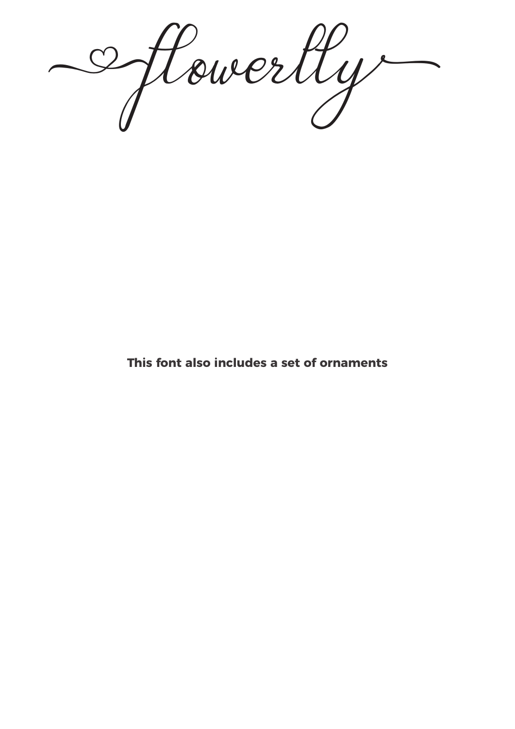# flowerlly

**This font also includes a set of ornaments**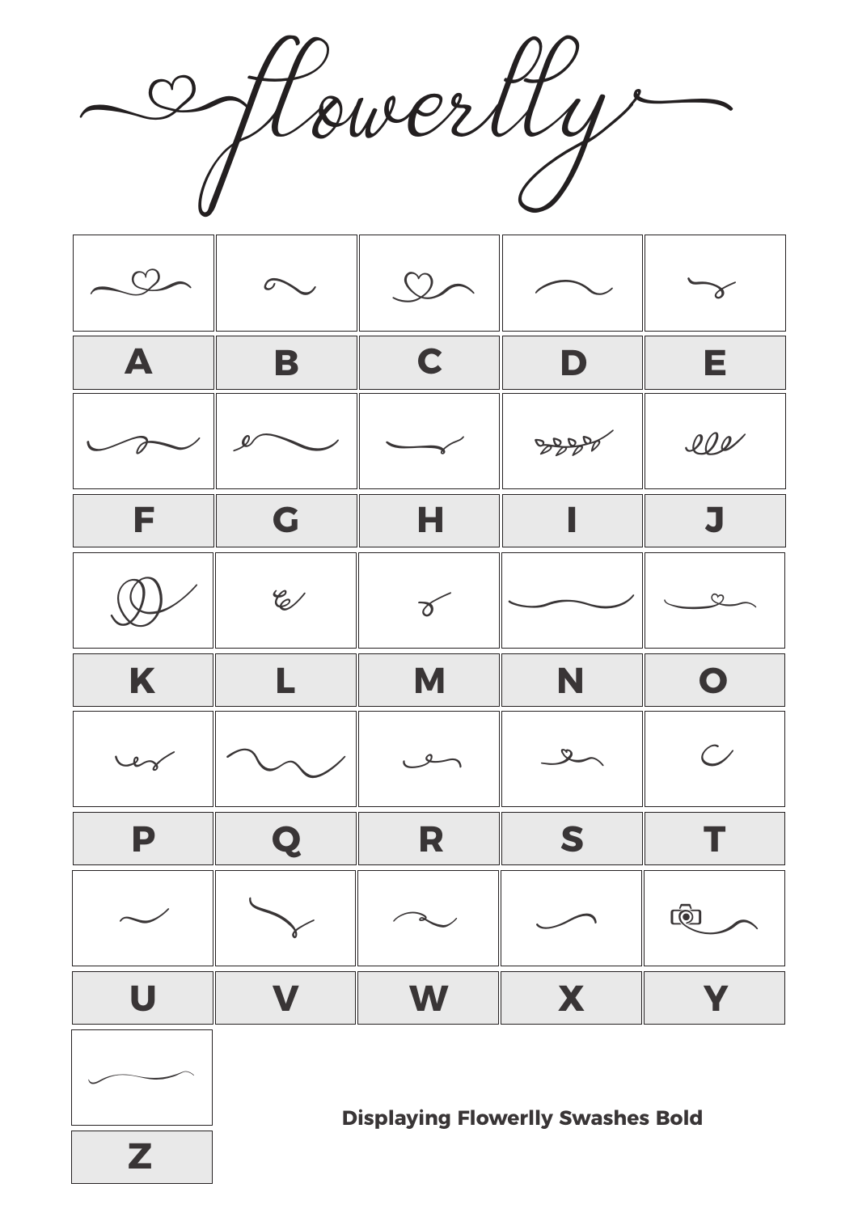# Flowerlly

| | | | | |
|---|---|---|---|---|
| A | B | C | D | E |
| F | G | H | I | J |
| K | L | M | N | O |
| P | Q | R | S | T |
| U | V | W | X | Y |
| Z | | | | |

**Displaying Flowerlly Swashes Bold**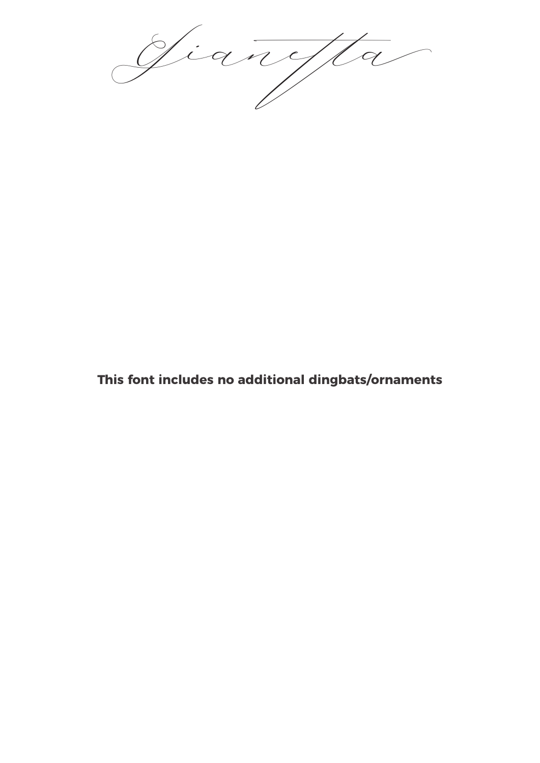# Gianetta

**This font includes no additional dingbats/ornaments**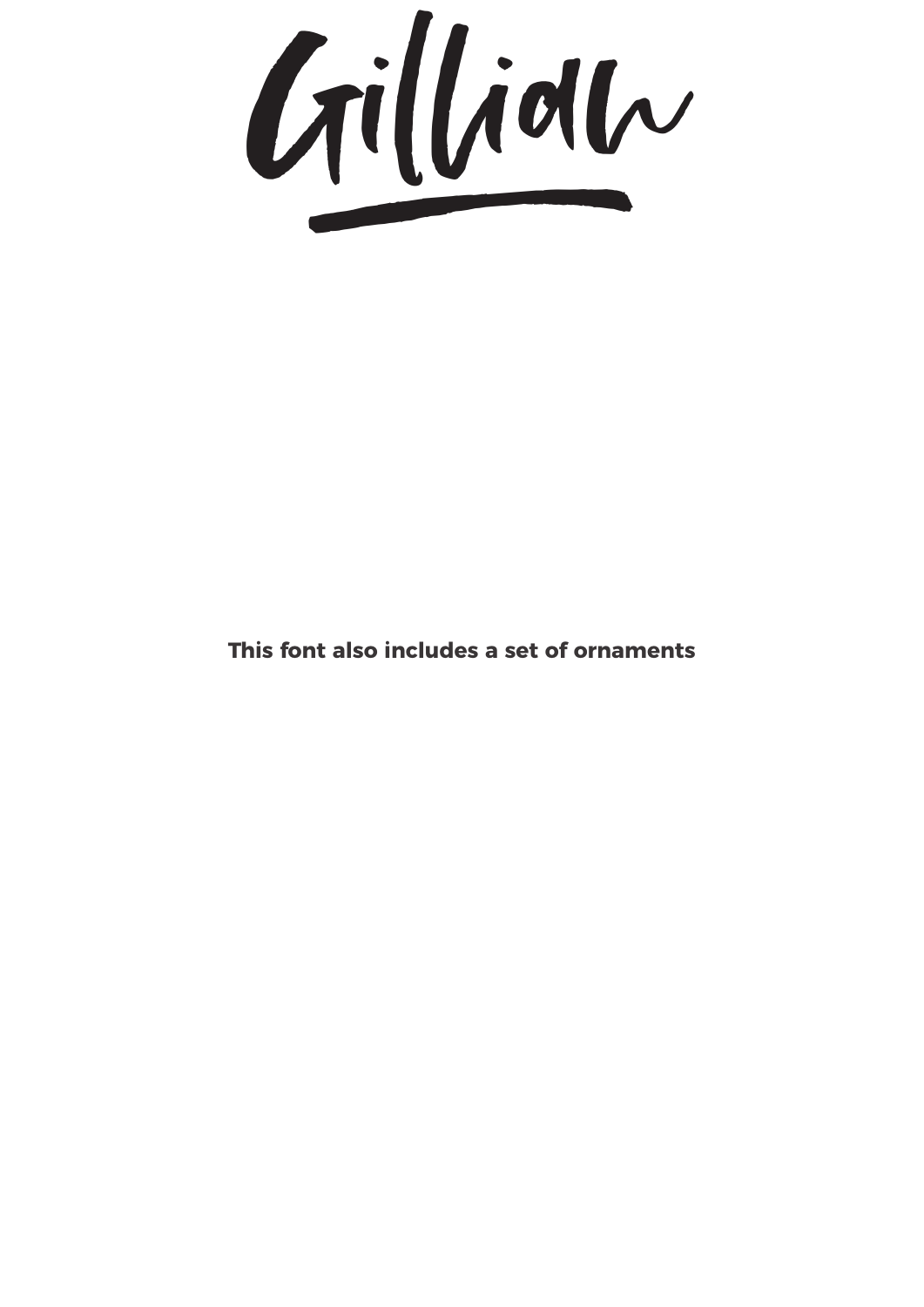# Gillian

**This font also includes a set of ornaments**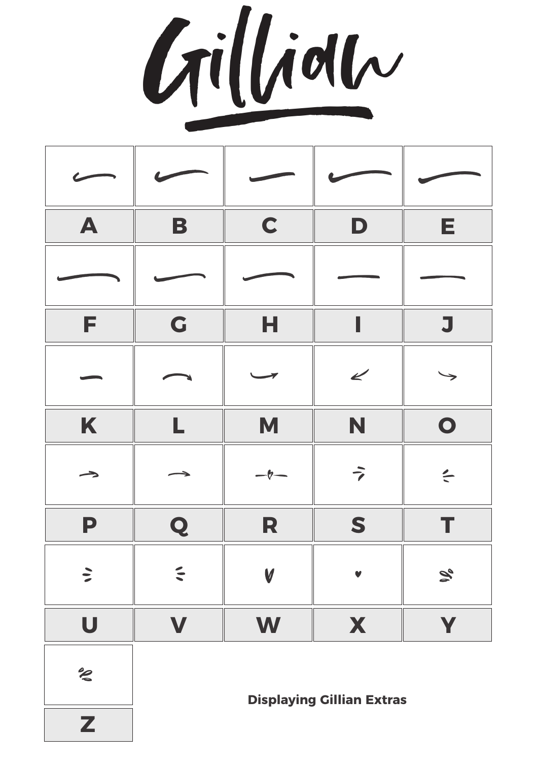# Gillian

| | | | | |
|---|---|---|---|---|
| A | B | C | D | E |
| F | G | H | I | J |
| K | L | M | N | O |
| P | Q | R | S | T |
| U | V | W | X | Y |
| Z | | | | |

**Displaying Gillian Extras**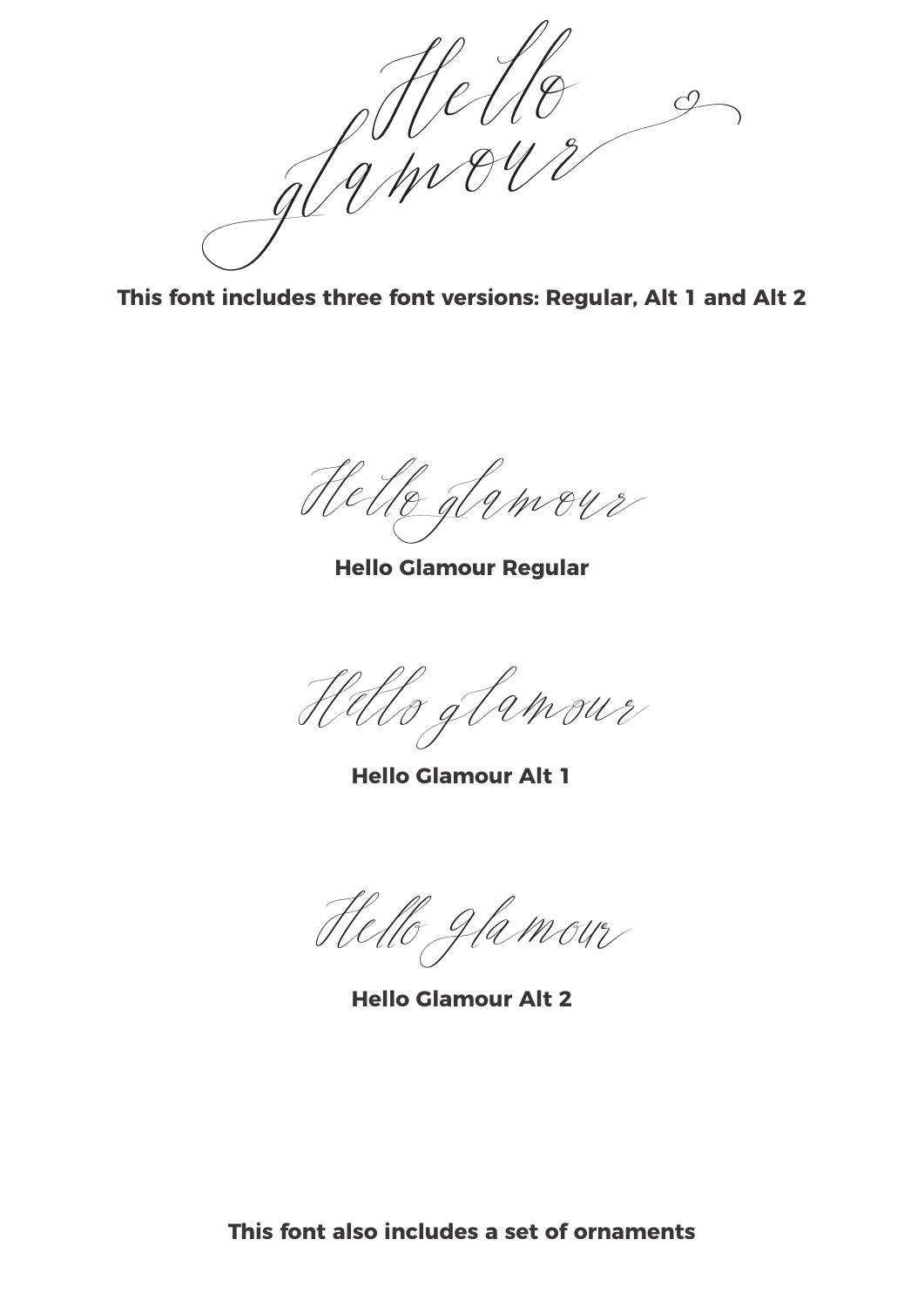Hello glamour

**This font includes three font versions: Regular, Alt 1 and Alt 2**

Hello glamour

**Hello Glamour Regular**

Hello glamour

**Hello Glamour Alt 1**

Hello Glamour

**Hello Glamour Alt 2**

**This font also includes a set of ornaments**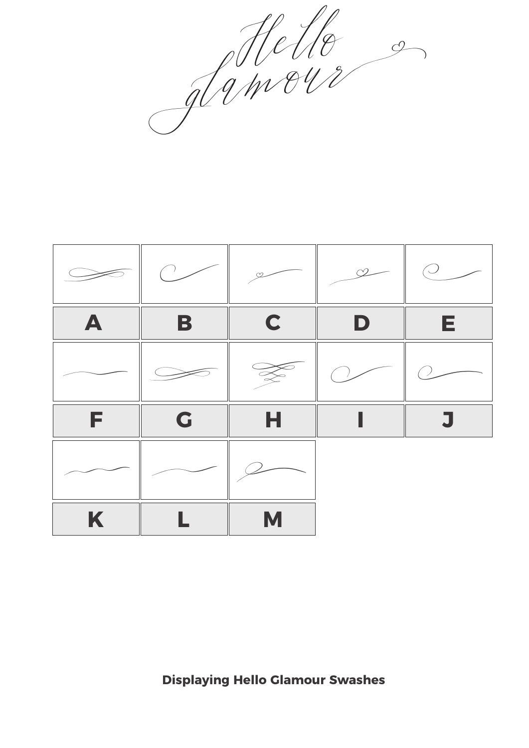Hello glamour

| A | B | C | D | E |
|---|---|---|---|---|
| F | G | H | I | J |
| K | L | M | | |

**Displaying Hello Glamour Swashes**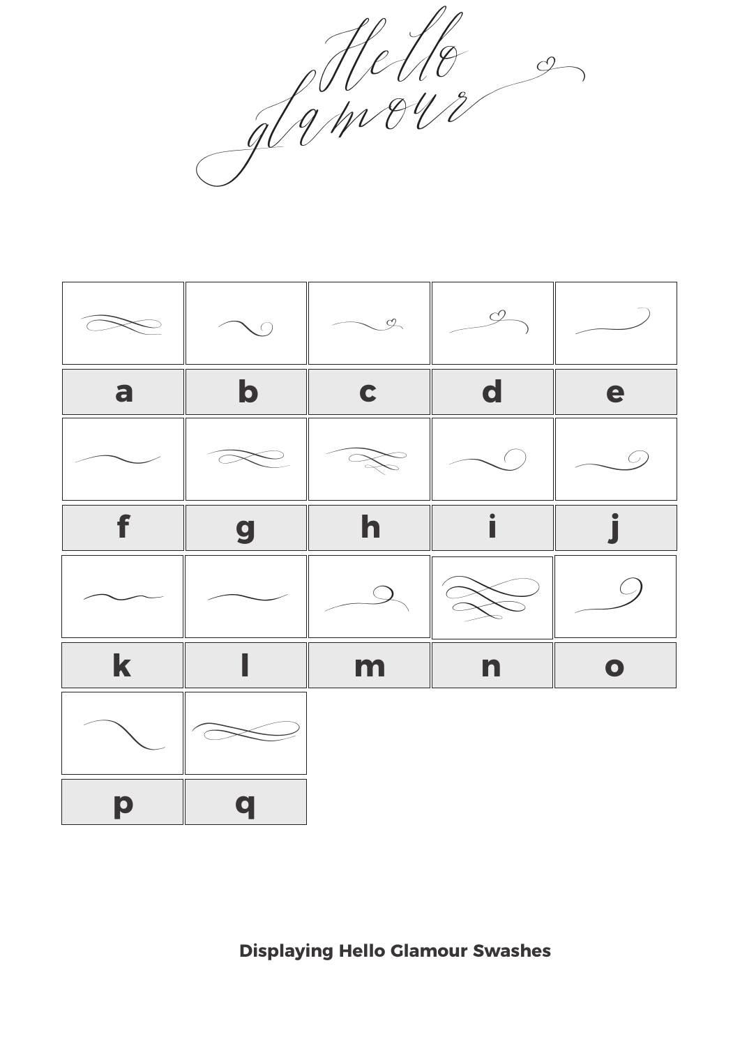Hello glamour

| a | b | c | d | e |
|---|---|---|---|---|
| f | g | h | i | j |
| k | l | m | n | o |
| p | q | | | |

**Displaying Hello Glamour Swashes**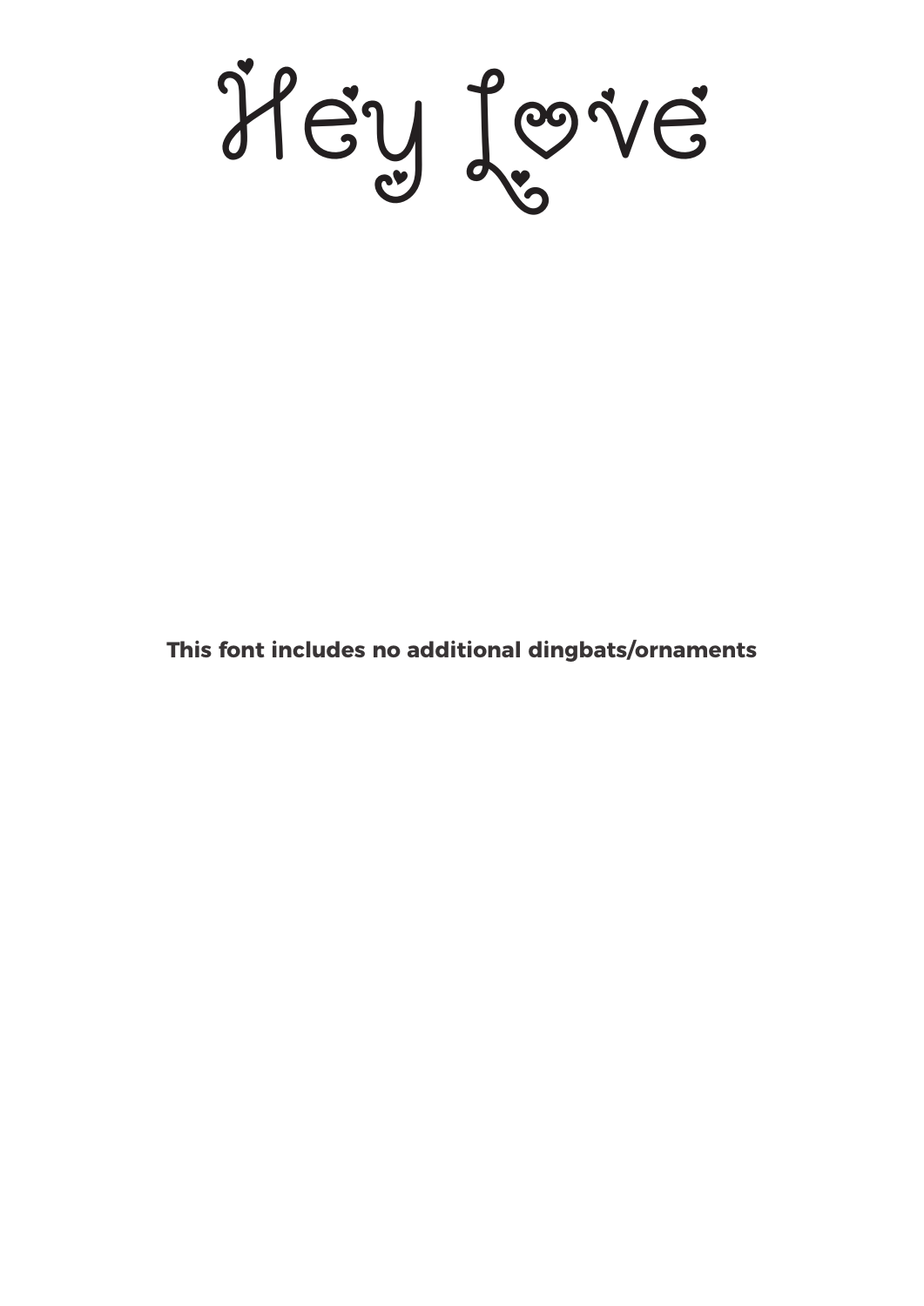# Hey Love

**This font includes no additional dingbats/ornaments**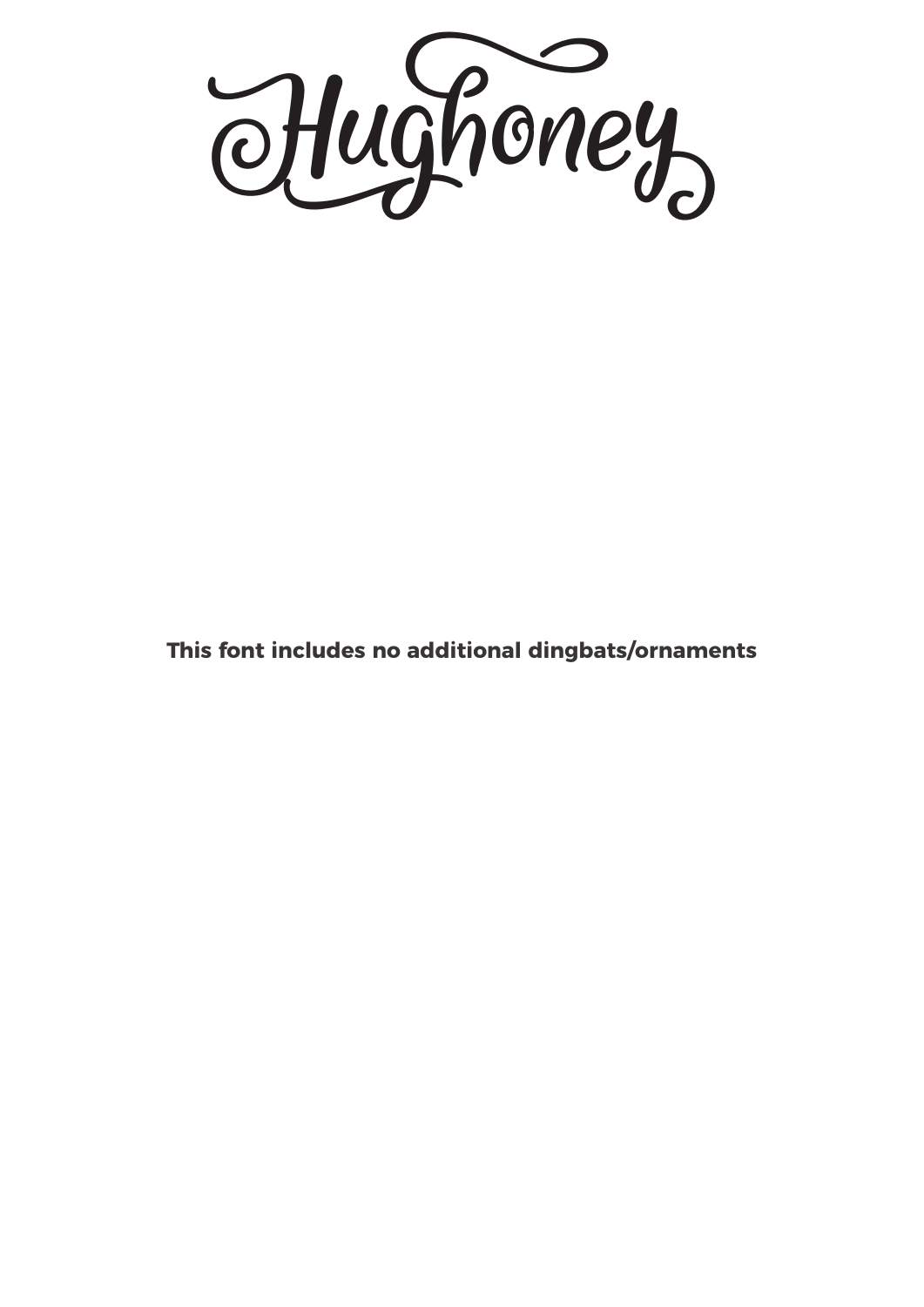# Hughoney

**This font includes no additional dingbats/ornaments**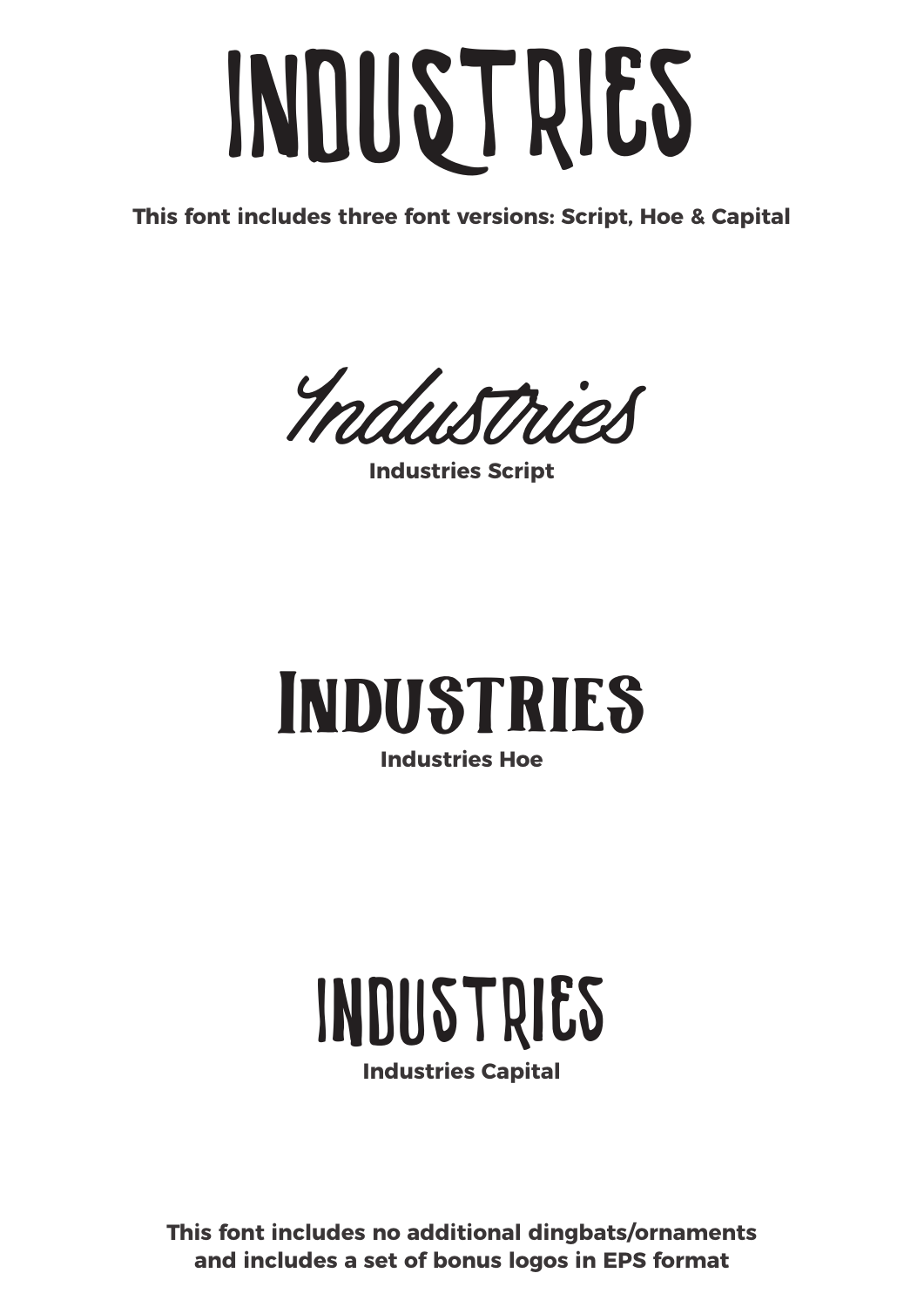# INDUSTRIES

**This font includes three font versions: Script, Hoe & Capital**

Industries

**Industries Script**

INDUSTRIES

**Industries Hoe**

INDUSTRIES

**Industries Capital**

**This font includes no additional dingbats/ornaments and includes a set of bonus logos in EPS format**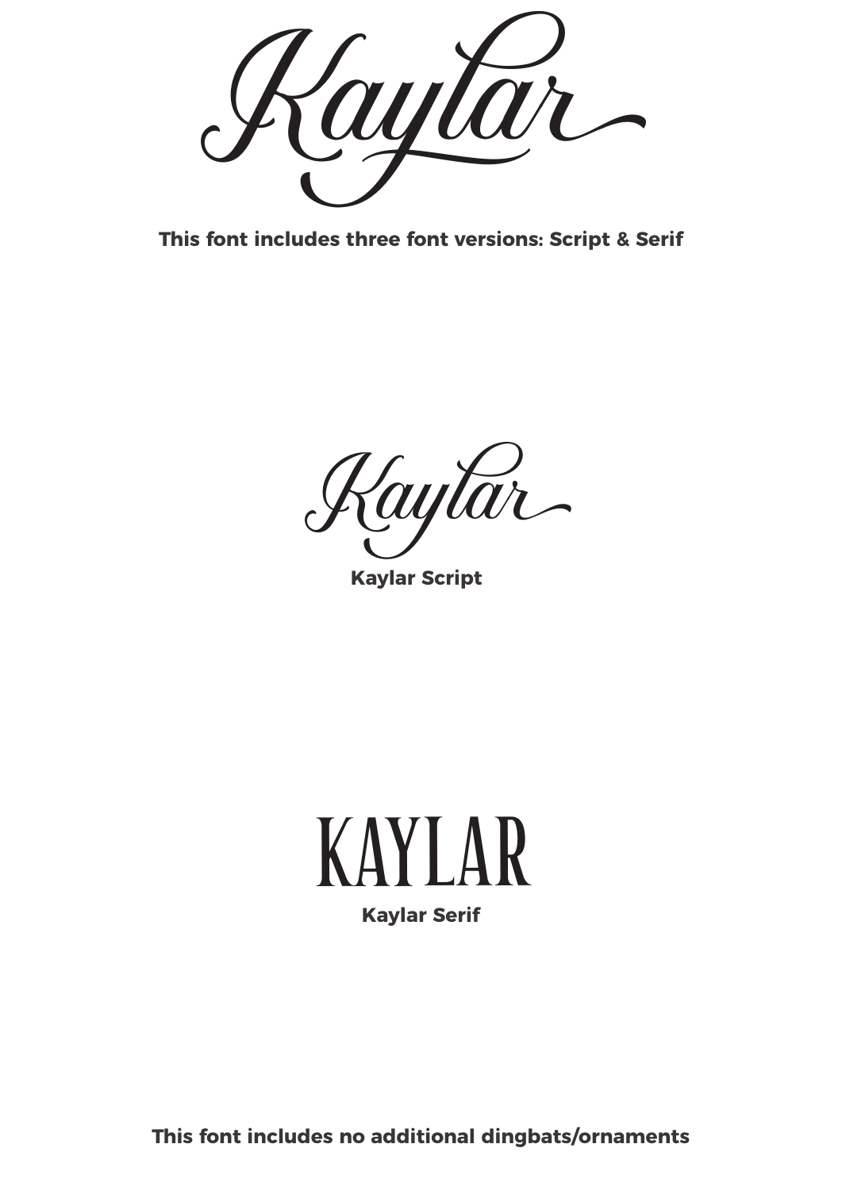Kaylar

**This font includes three font versions: Script & Serif**

Kaylar

**Kaylar Script**

KAYLAR

**Kaylar Serif**

**This font includes no additional dingbats/ornaments**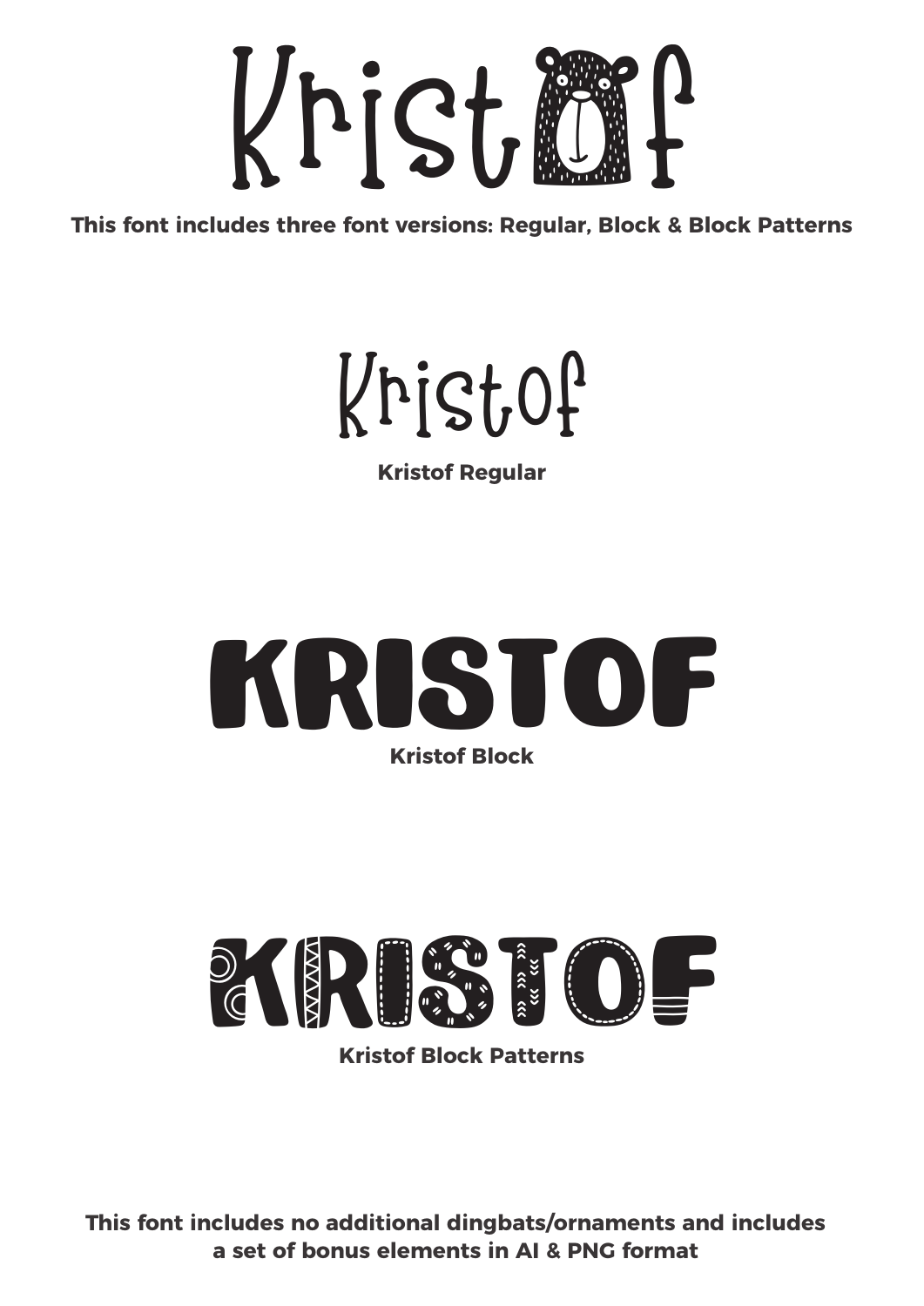# Kristof

**This font includes three font versions: Regular, Block & Block Patterns**

Kristof

**Kristof Regular**

KRISTOF

**Kristof Block**

KRISTOF

**Kristof Block Patterns**

**This font includes no additional dingbats/ornaments and includes a set of bonus elements in AI & PNG format**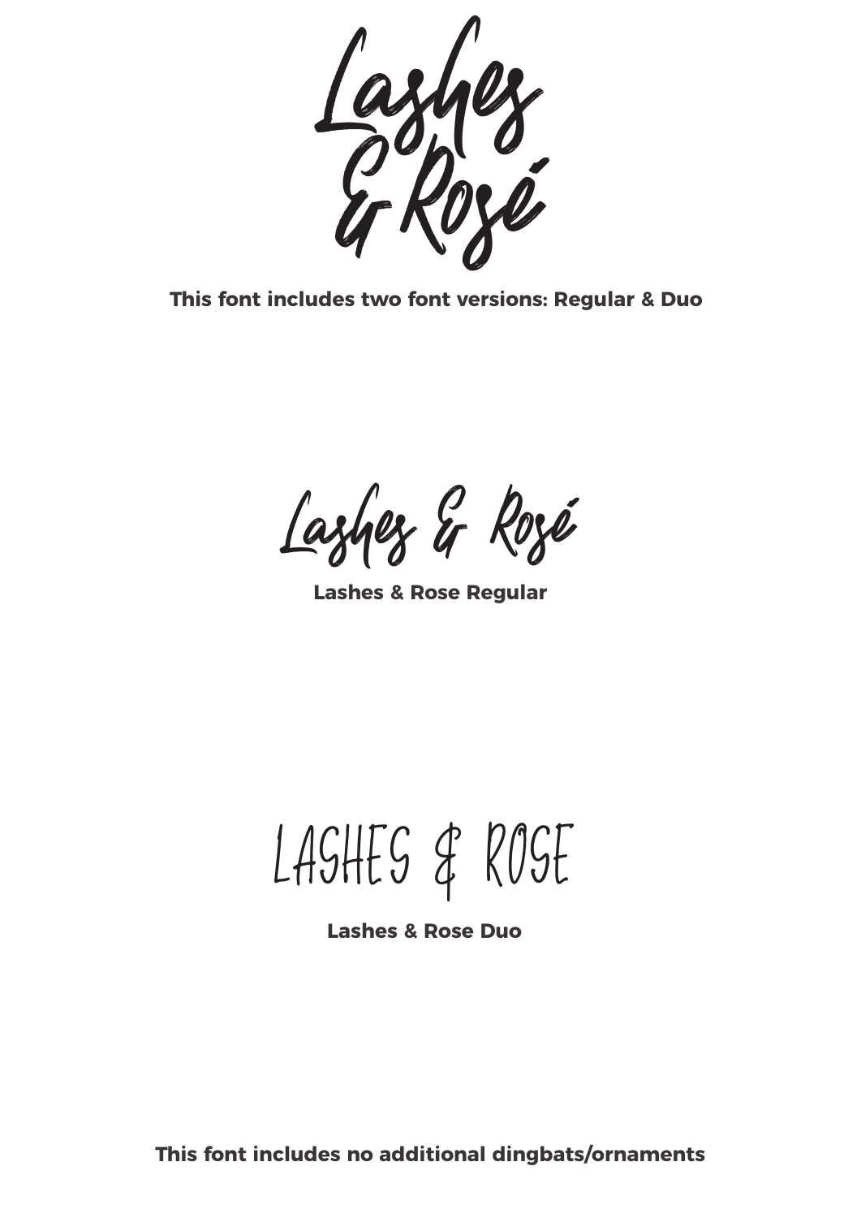Lashes
& Rosé

**This font includes two font versions: Regular & Duo**

Lashes & Rosé

**Lashes & Rose Regular**

LASHES & ROSE

**Lashes & Rose Duo**

**This font includes no additional dingbats/ornaments**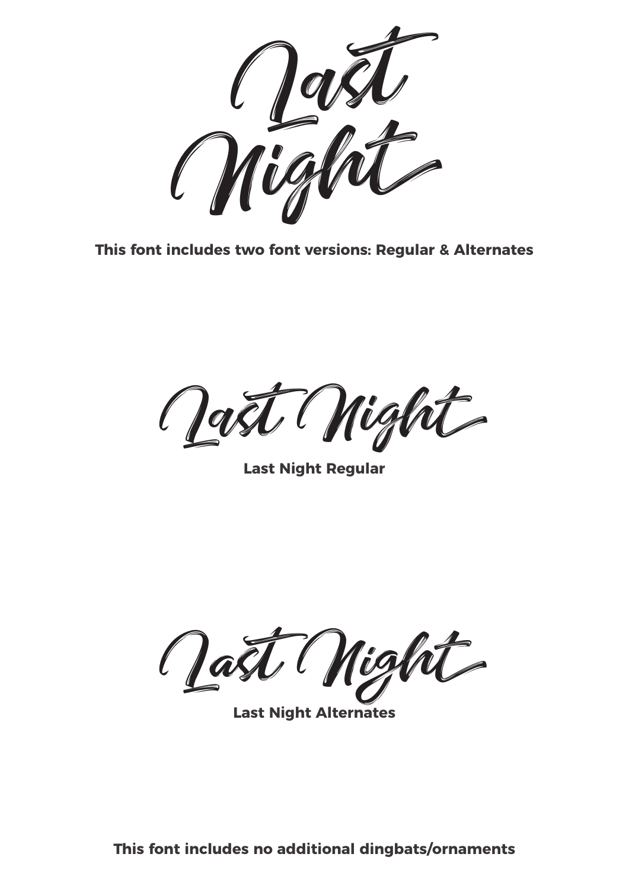Last Night

**This font includes two font versions: Regular & Alternates**

Last Night

**Last Night Regular**

Last Night

**Last Night Alternates**

**This font includes no additional dingbats/ornaments**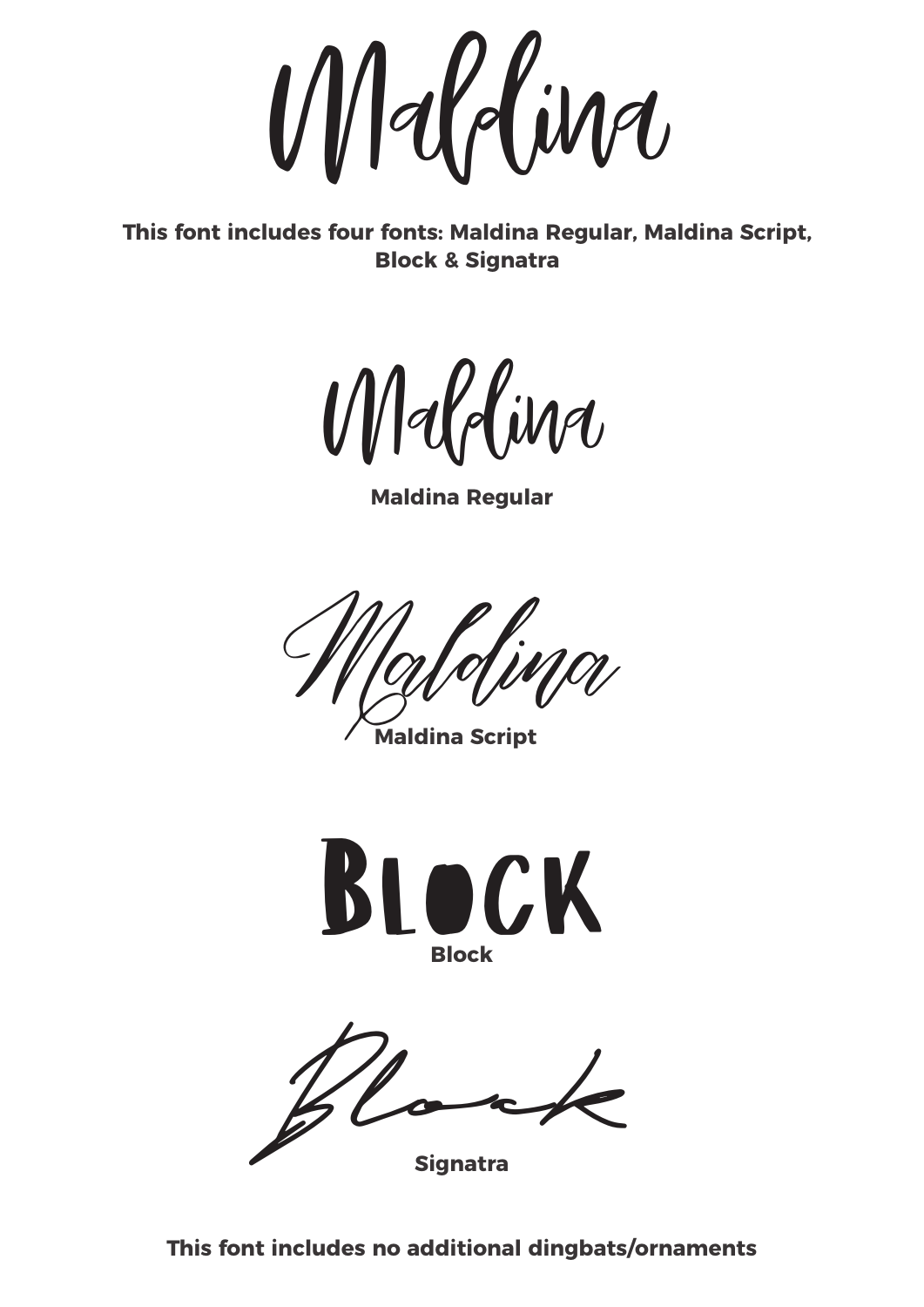# Maldina

**This font includes four fonts: Maldina Regular, Maldina Script, Block & Signatra**

Maldina

**Maldina Regular**

Maldina

**Maldina Script**

BLOCK

**Block**

Block

**Signatra**

**This font includes no additional dingbats/ornaments**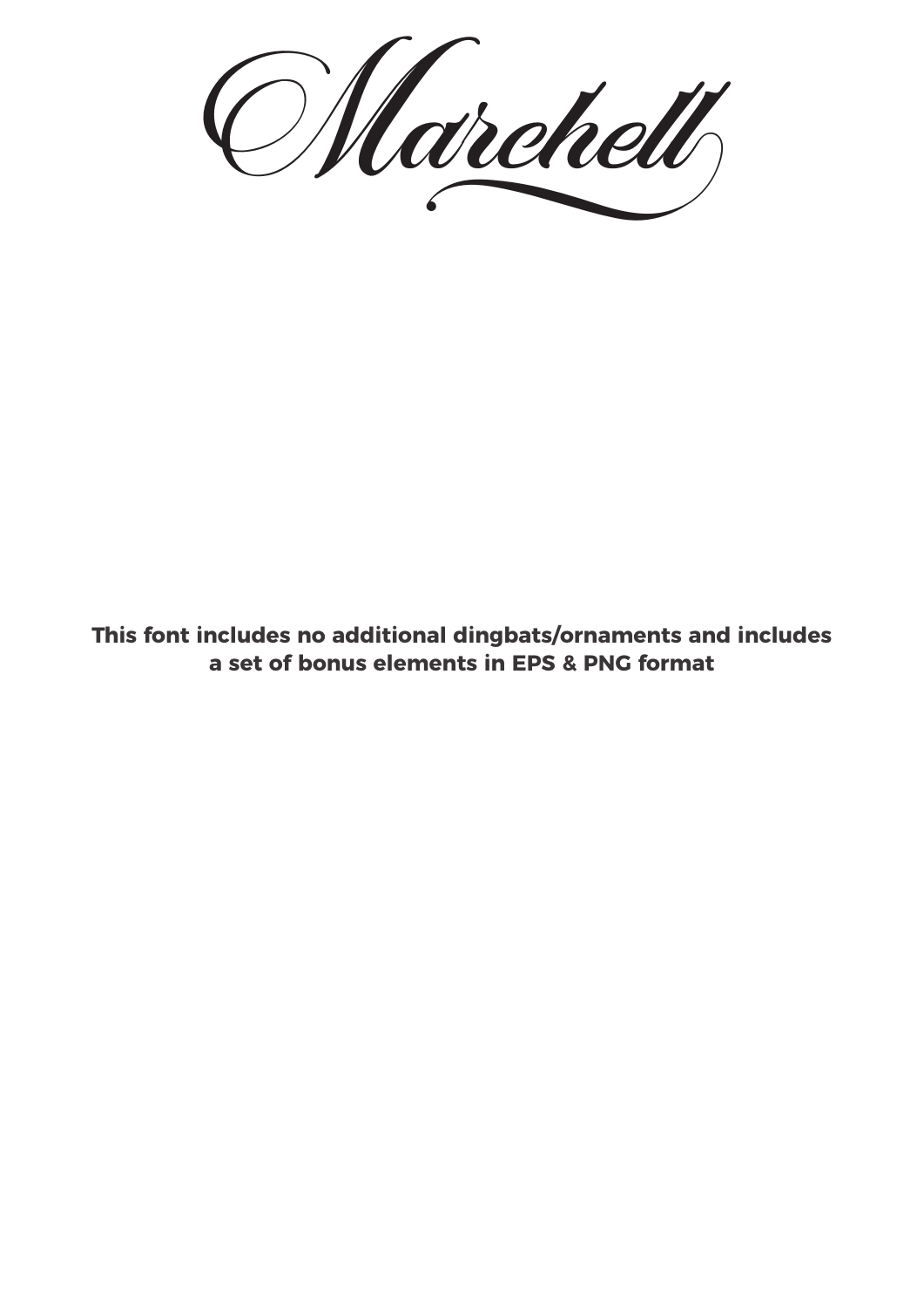# Marchell

**This font includes no additional dingbats/ornaments and includes a set of bonus elements in EPS & PNG format**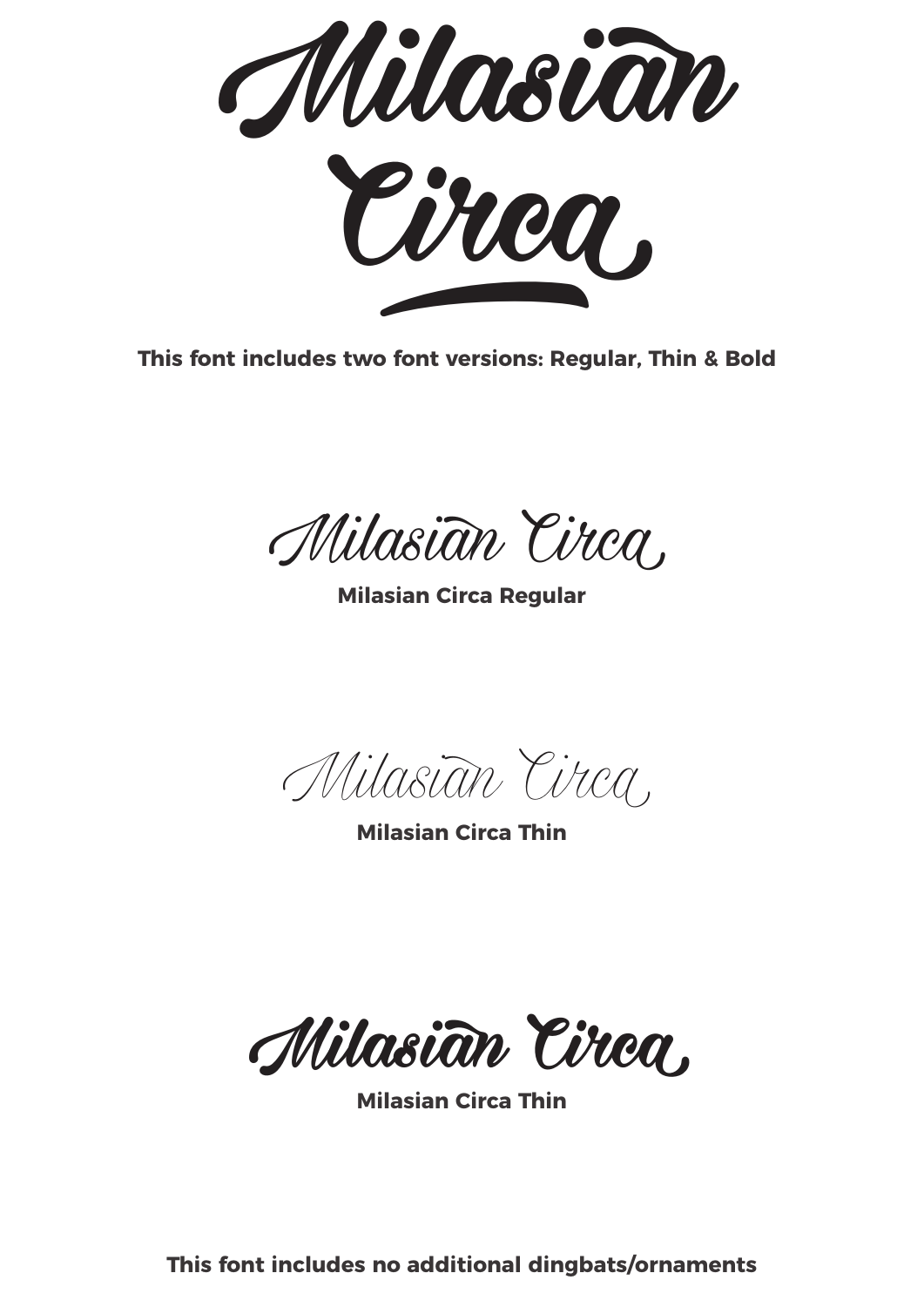# Milasian Circa

**This font includes two font versions: Regular, Thin & Bold**

Milasian Circa

**Milasian Circa Regular**

Milasian Circa

**Milasian Circa Thin**

Milasian Circa

**Milasian Circa Thin**

**This font includes no additional dingbats/ornaments**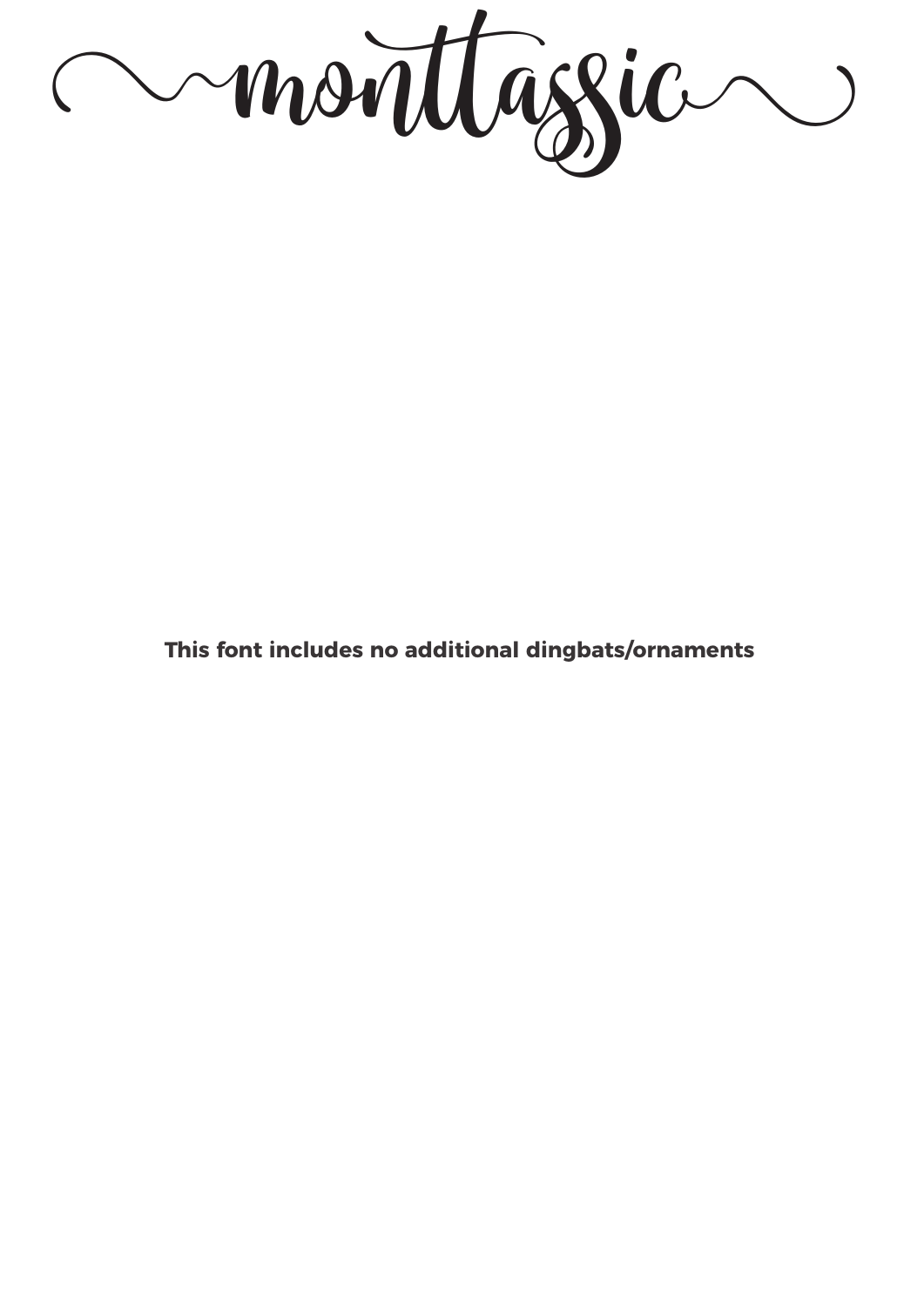# monttassic

**This font includes no additional dingbats/ornaments**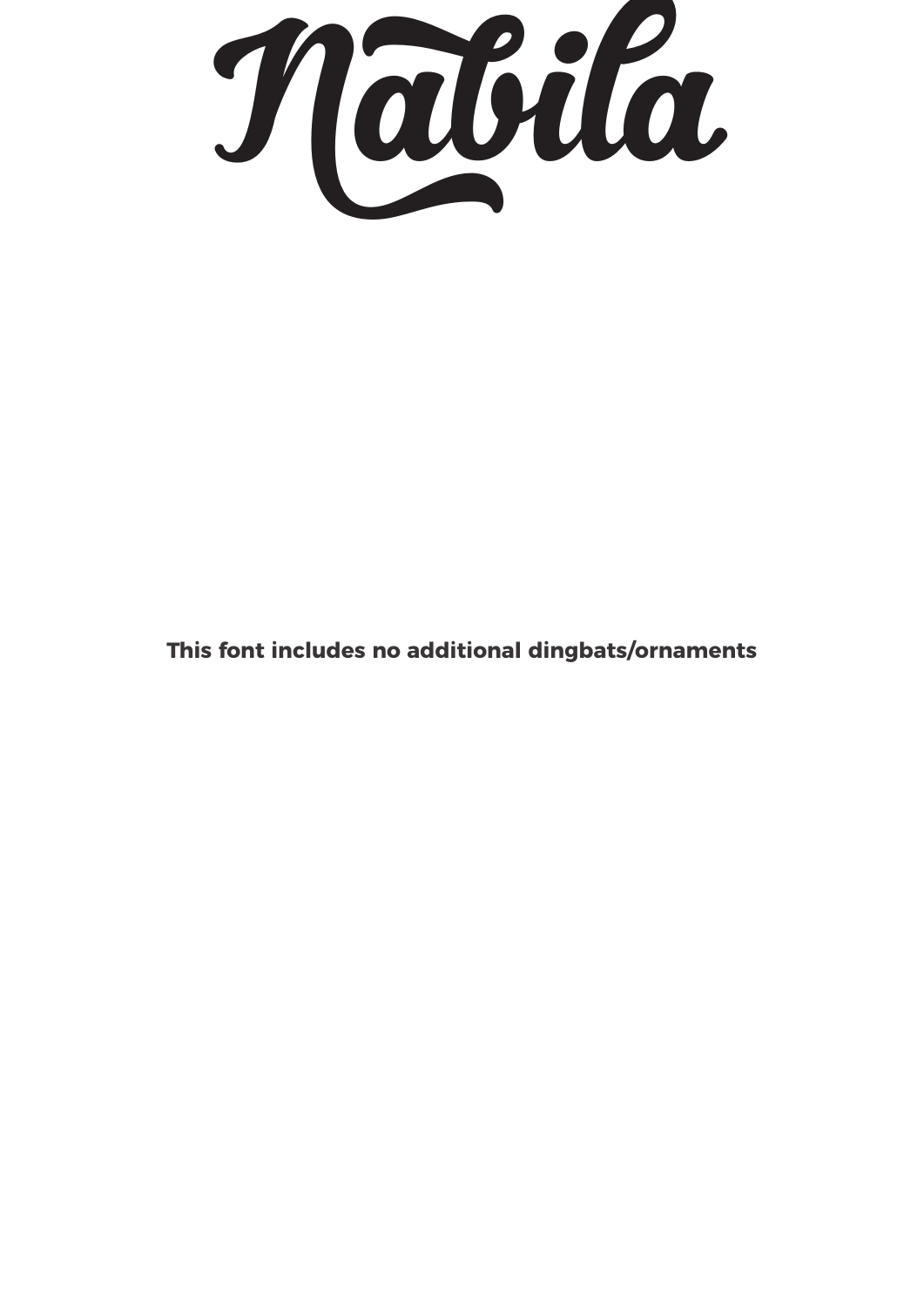# Nabila

**This font includes no additional dingbats/ornaments**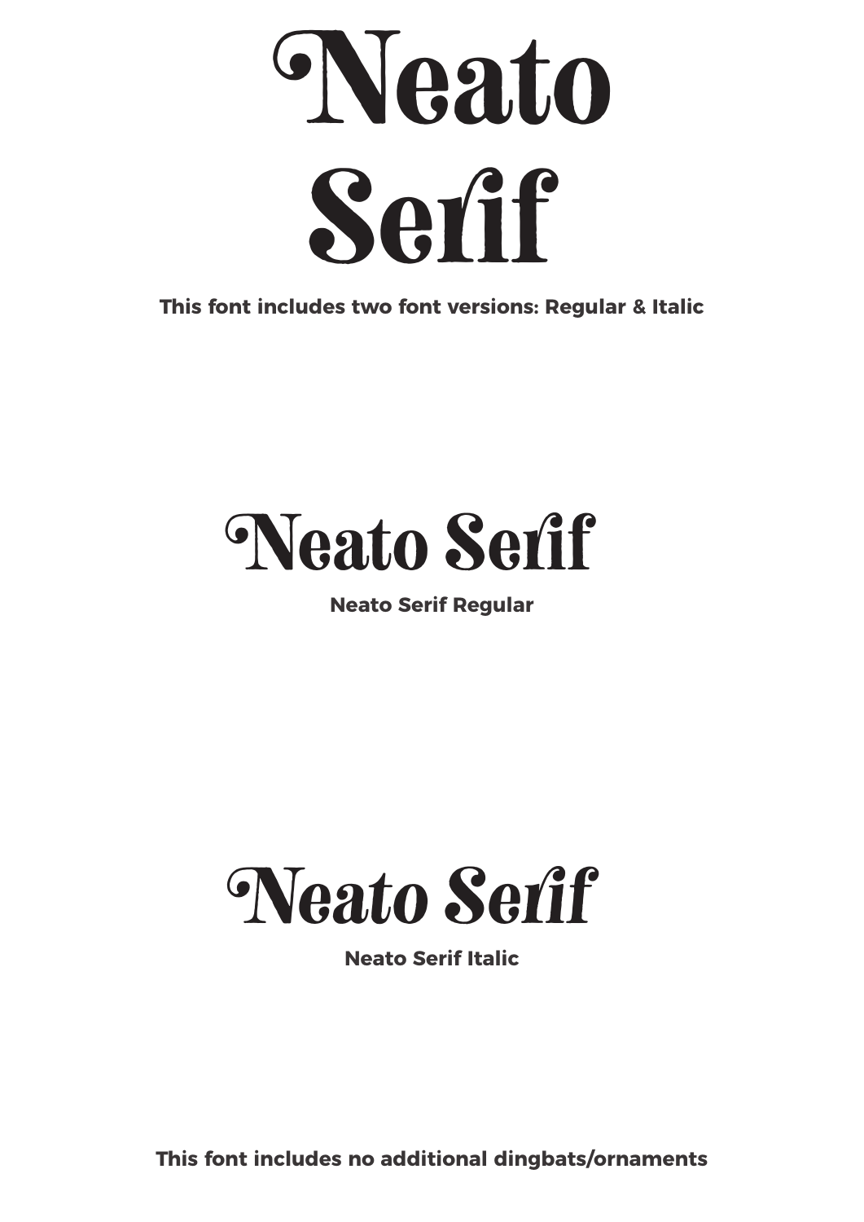# Neato Serif

**This font includes two font versions: Regular & Italic**

Neato Serif

**Neato Serif Regular**

*Neato Serif*

**Neato Serif Italic**

**This font includes no additional dingbats/ornaments**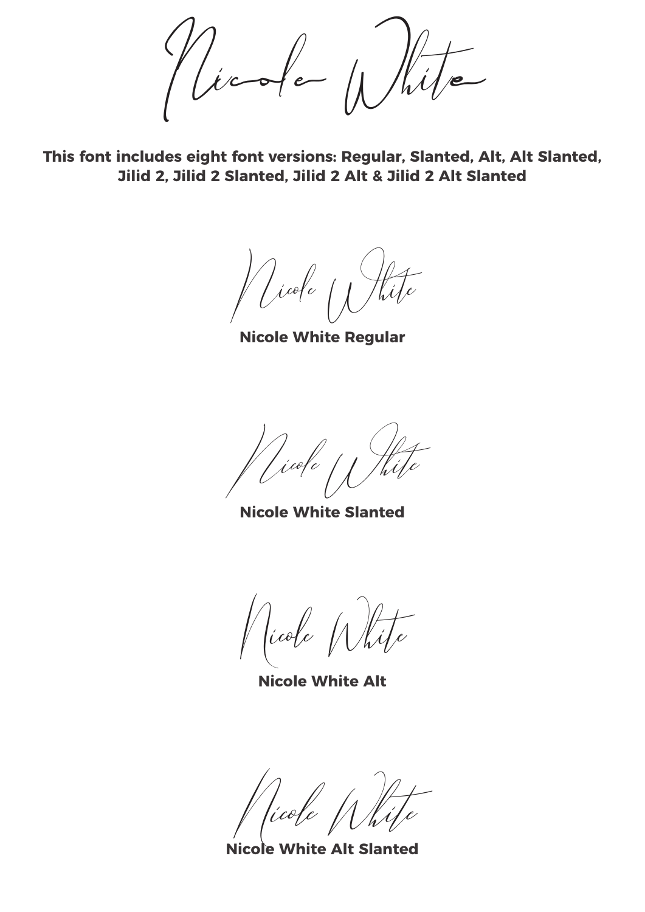Nicole White

**This font includes eight font versions: Regular, Slanted, Alt, Alt Slanted, Jilid 2, Jilid 2 Slanted, Jilid 2 Alt & Jilid 2 Alt Slanted**

Nicole White

**Nicole White Regular**

Nicole White

**Nicole White Slanted**

Nicole White

**Nicole White Alt**

Nicole White

**Nicole White Alt Slanted**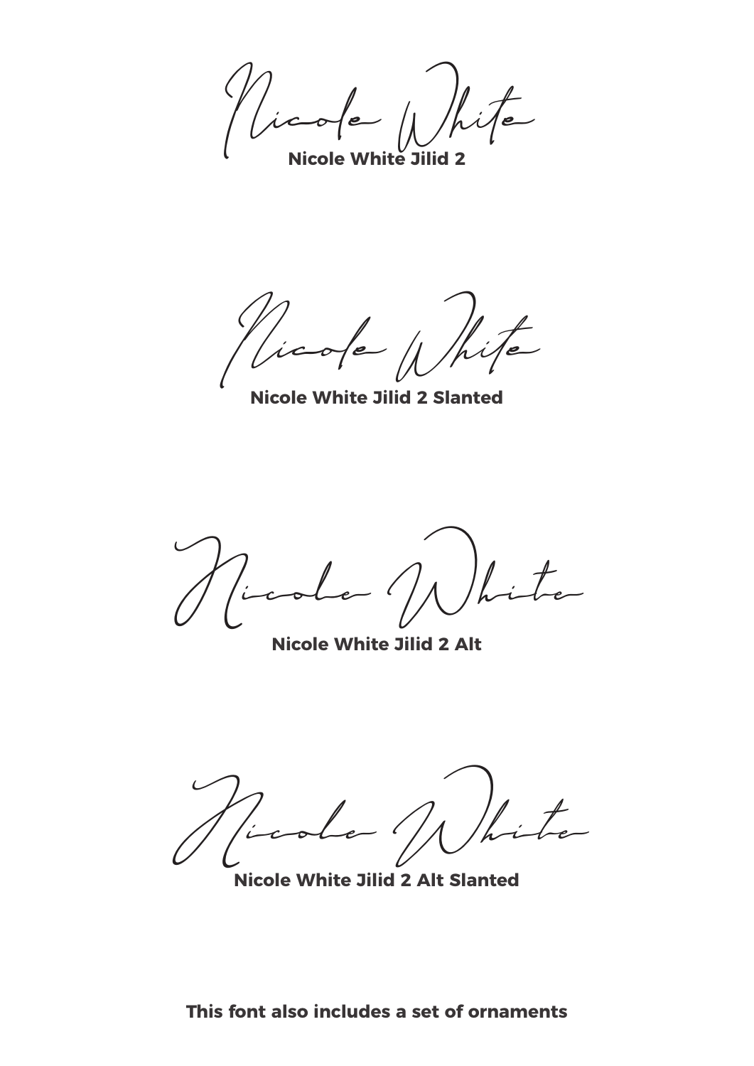Nicole White

**Nicole White Jilid 2**

Nicole White

**Nicole White Jilid 2 Slanted**

Nicole White

**Nicole White Jilid 2 Alt**

Nicole White

**Nicole White Jilid 2 Alt Slanted**

**This font also includes a set of ornaments**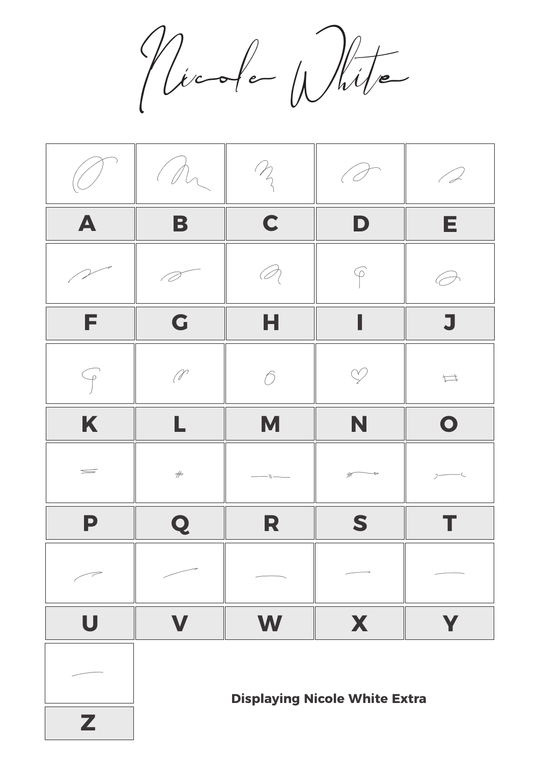Nicole White

| A | B | C | D | E |
|---|---|---|---|---|
| F | G | H | I | J |
| K | L | M | N | O |
| P | Q | R | S | T |
| U | V | W | X | Y |
| Z | | | | |

**Displaying Nicole White Extra**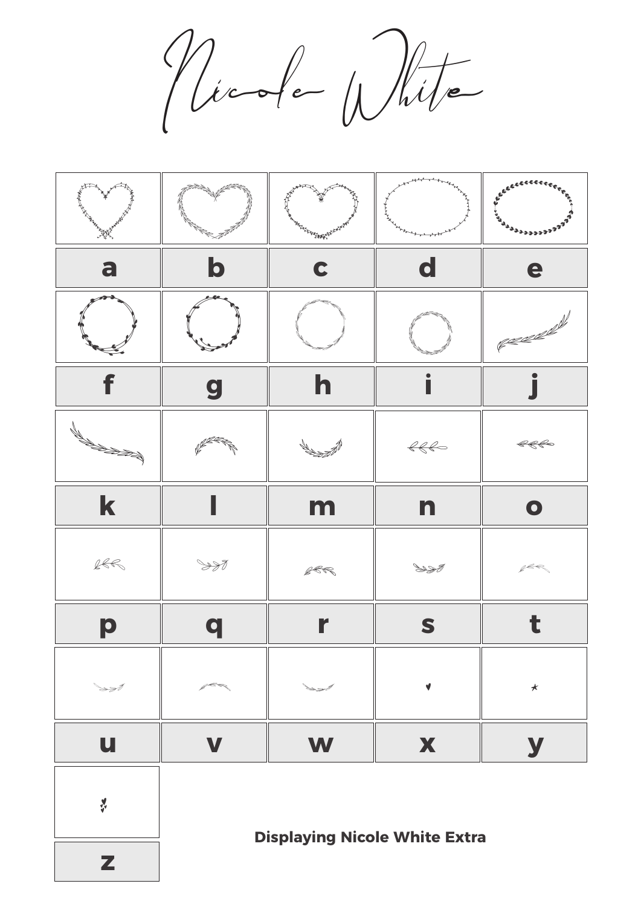# Nicole White

| | | | | |
|---|---|---|---|---|
| a | b | c | d | e |
| f | g | h | i | j |
| k | l | m | n | o |
| p | q | r | s | t |
| u | v | w | x | y |
| z | | | | |

**Displaying Nicole White Extra**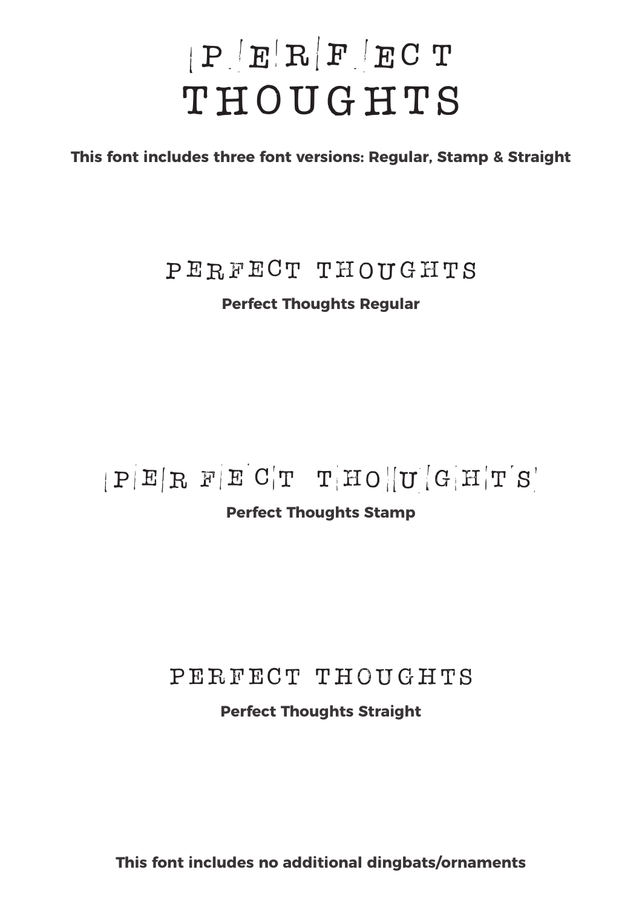# PERFECT THOUGHTS

**This font includes three font versions: Regular, Stamp & Straight**

PERFECT THOUGHTS

**Perfect Thoughts Regular**

PERFECT THOUGHTS

**Perfect Thoughts Stamp**

PERFECT THOUGHTS

**Perfect Thoughts Straight**

**This font includes no additional dingbats/ornaments**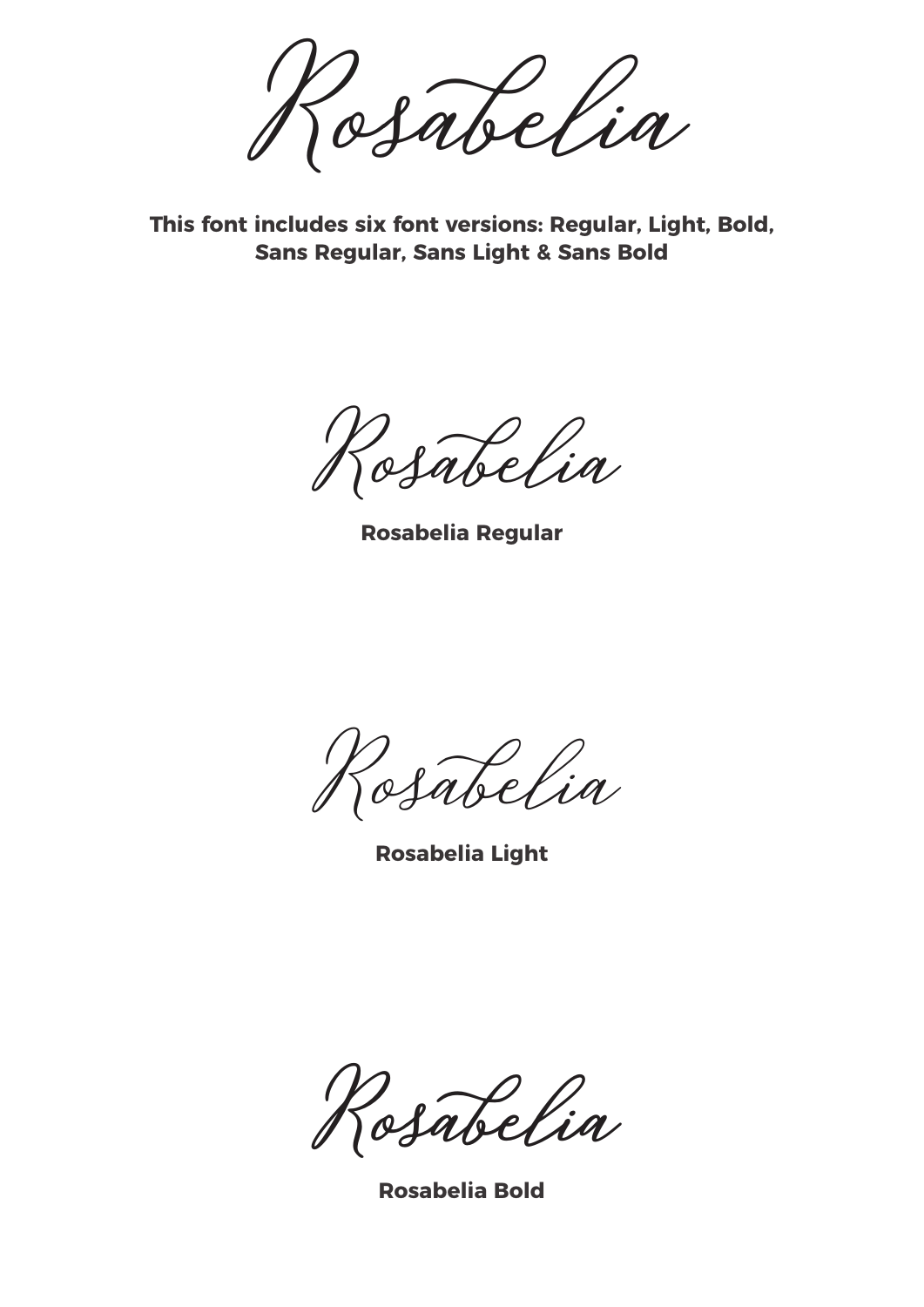# Rosabelia

**This font includes six font versions: Regular, Light, Bold, Sans Regular, Sans Light & Sans Bold**

Rosabelia

**Rosabelia Regular**

Rosabelia

**Rosabelia Light**

Rosabelia

**Rosabelia Bold**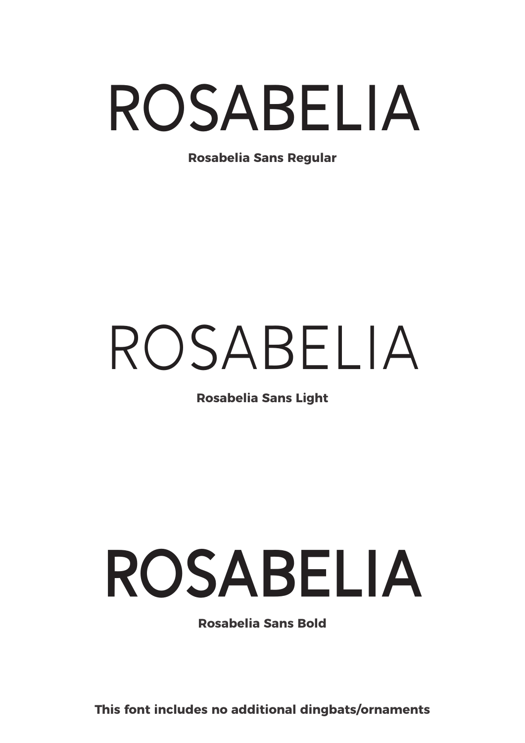# ROSABELIA

**Rosabelia Sans Regular**

# ROSABELIA

**Rosabelia Sans Light**

# ROSABELIA

**Rosabelia Sans Bold**

**This font includes no additional dingbats/ornaments**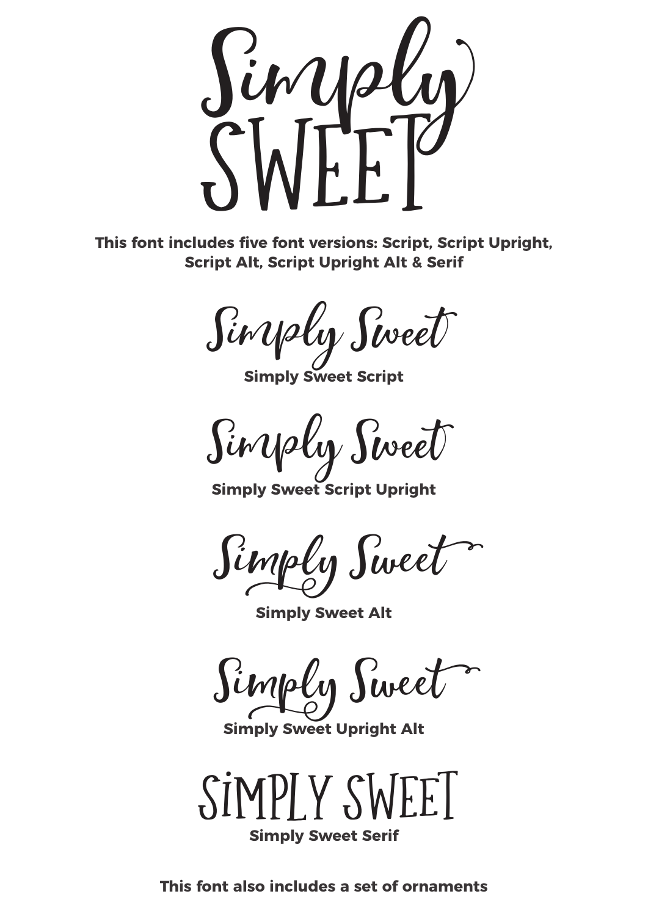# Simply SWEET

**This font includes five font versions: Script, Script Upright, Script Alt, Script Upright Alt & Serif**

Simply Sweet

**Simply Sweet Script**

Simply Sweet

**Simply Sweet Script Upright**

Simply Sweet

**Simply Sweet Alt**

Simply Sweet

**Simply Sweet Upright Alt**

SIMPLY SWEET

**Simply Sweet Serif**

**This font also includes a set of ornaments**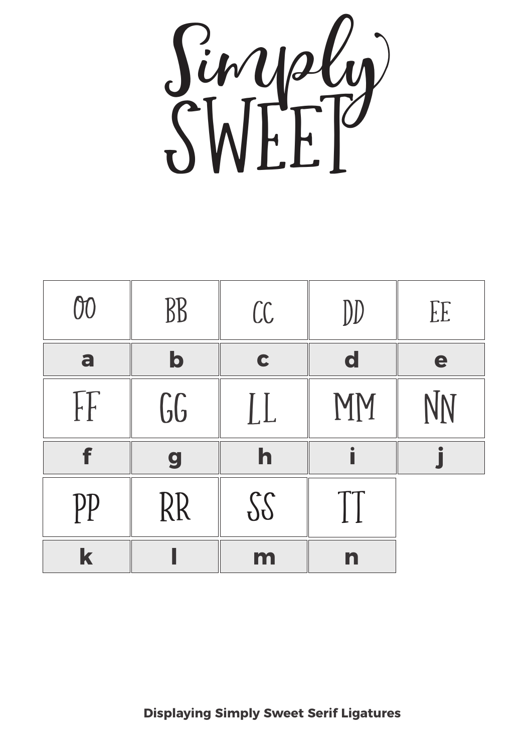# Simply SWEET

| OO | BB | CC | DD | EE |
|---|---|---|---|---|
| **a** | **b** | **c** | **d** | **e** |
| FF | GG | LL | MM | NN |
| **f** | **g** | **h** | **i** | **j** |
| PP | RR | SS | TT | |
| **k** | **l** | **m** | **n** | |

**Displaying Simply Sweet Serif Ligatures**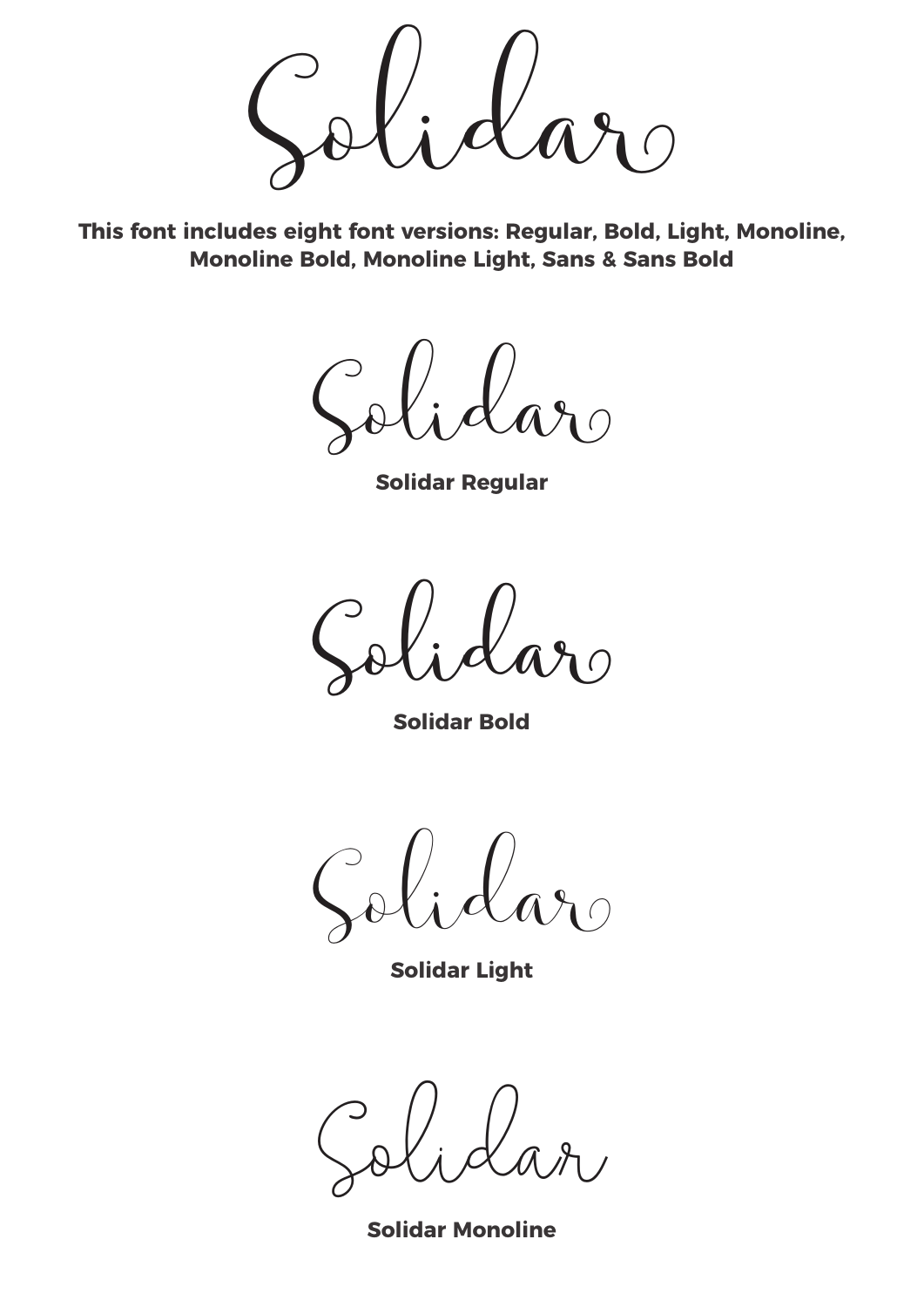# Solidar

**This font includes eight font versions: Regular, Bold, Light, Monoline, Monoline Bold, Monoline Light, Sans & Sans Bold**

Solidar

**Solidar Regular**

Solidar

**Solidar Bold**

Solidar

**Solidar Light**

Solidar

**Solidar Monoline**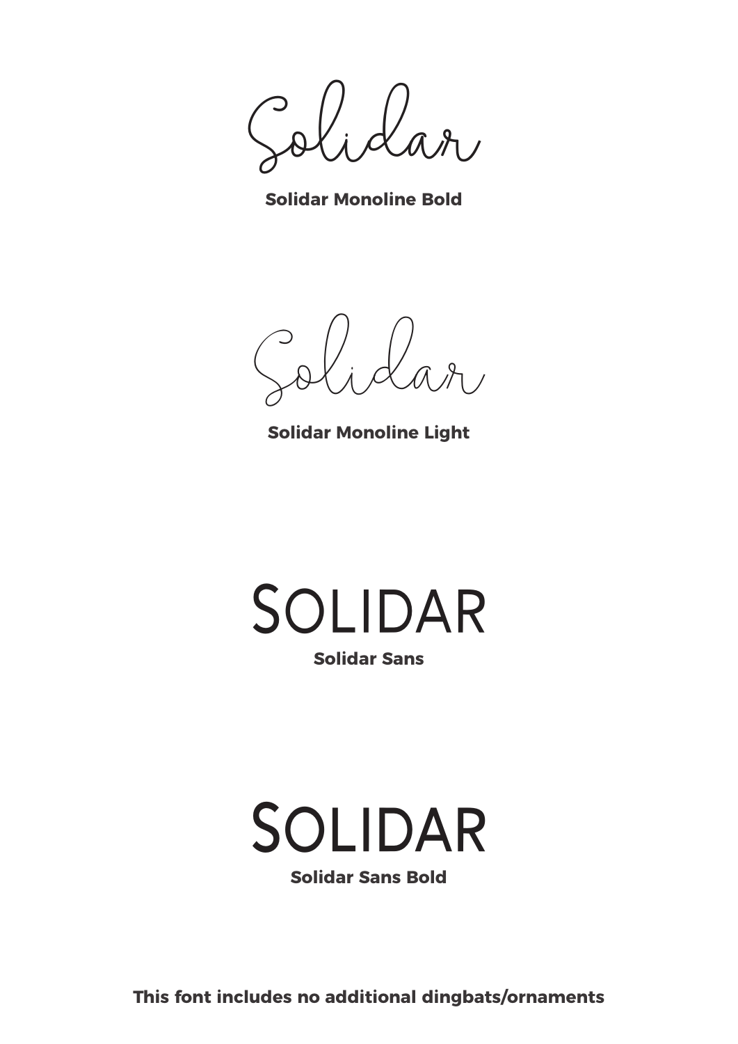Solidar

**Solidar Monoline Bold**

Solidar

**Solidar Monoline Light**

SOLIDAR

**Solidar Sans**

SOLIDAR

**Solidar Sans Bold**

**This font includes no additional dingbats/ornaments**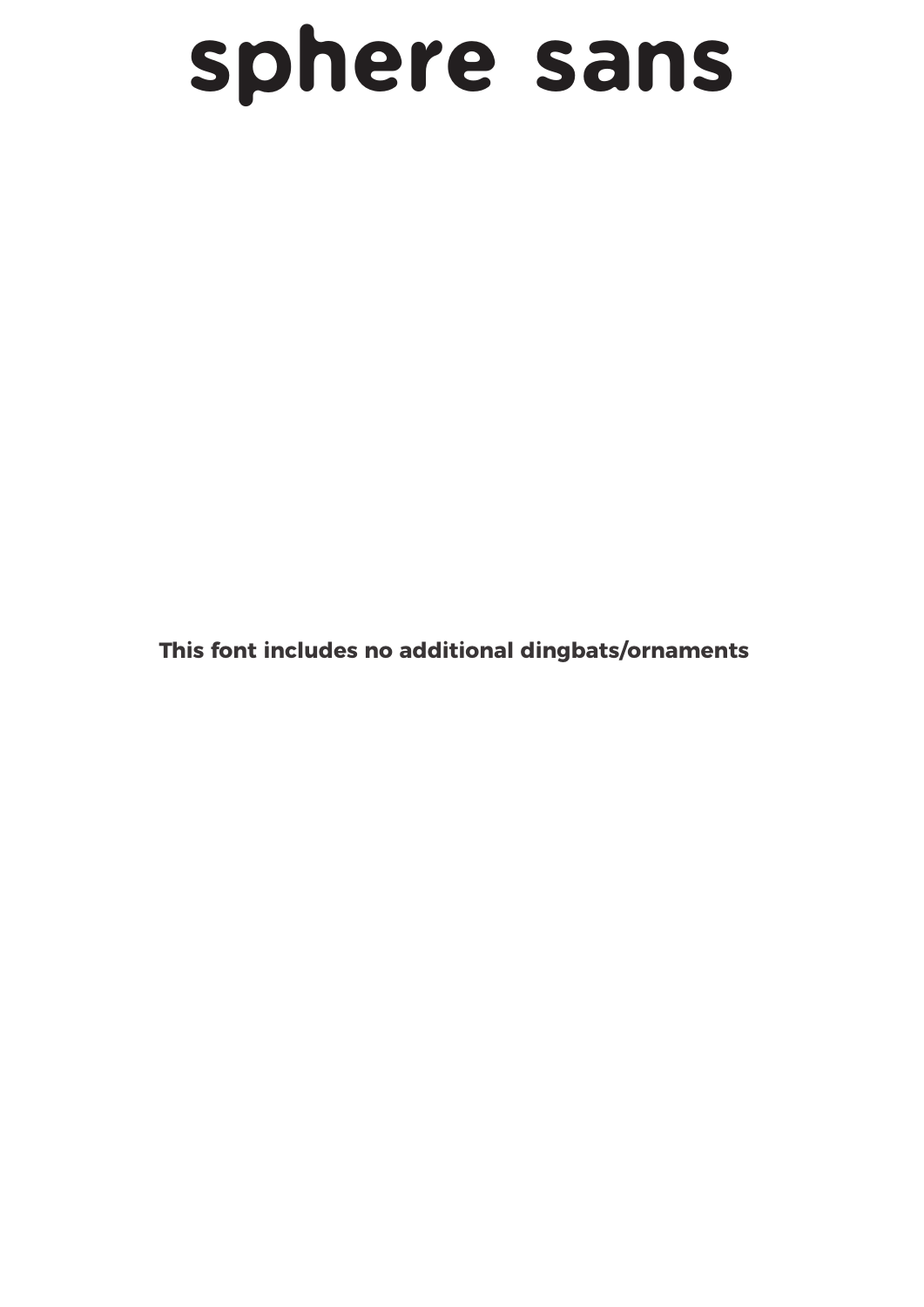# sphere sans

**This font includes no additional dingbats/ornaments**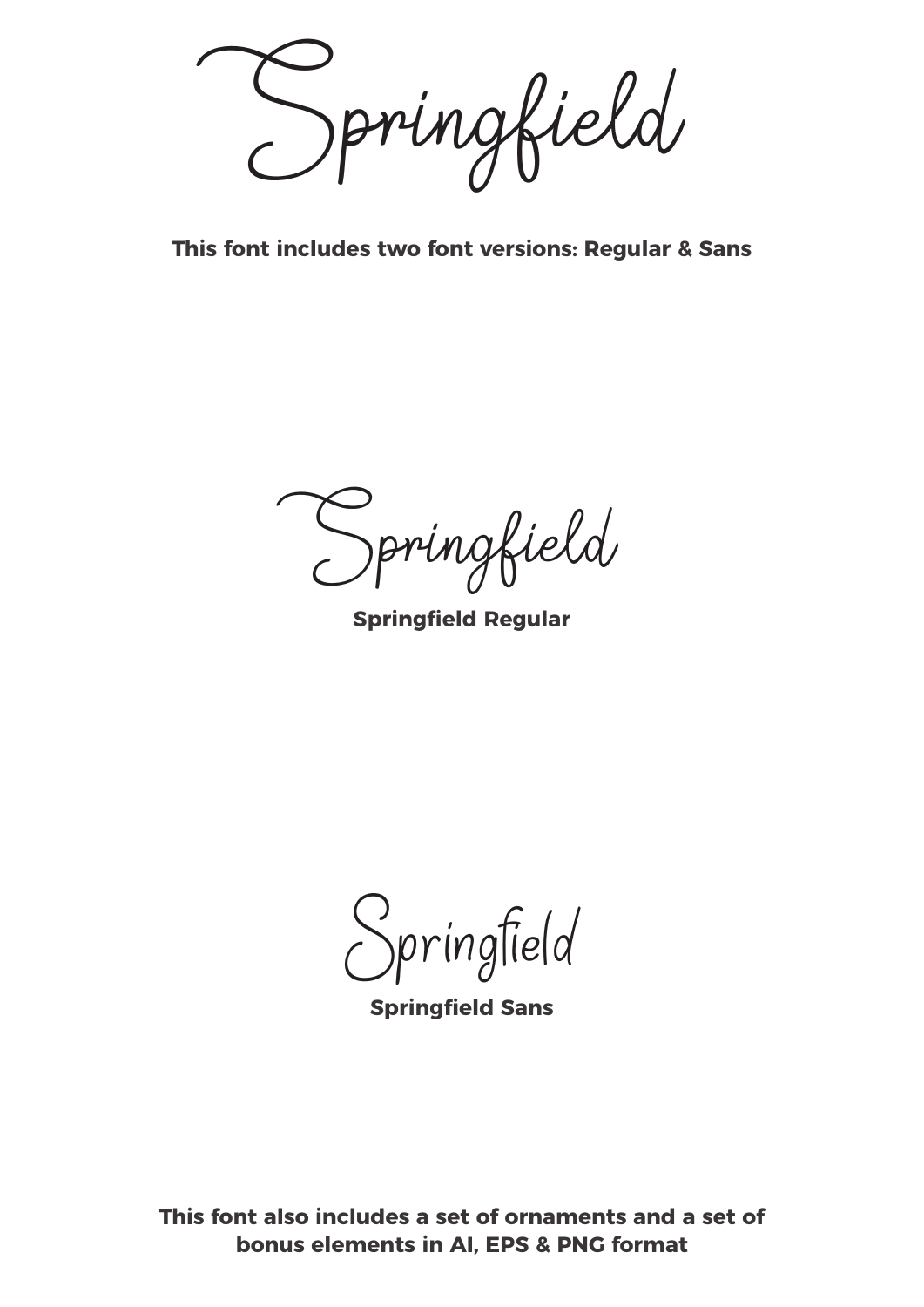Springfield

**This font includes two font versions: Regular & Sans**

Springfield

**Springfield Regular**

Springfield

**Springfield Sans**

**This font also includes a set of ornaments and a set of bonus elements in AI, EPS & PNG format**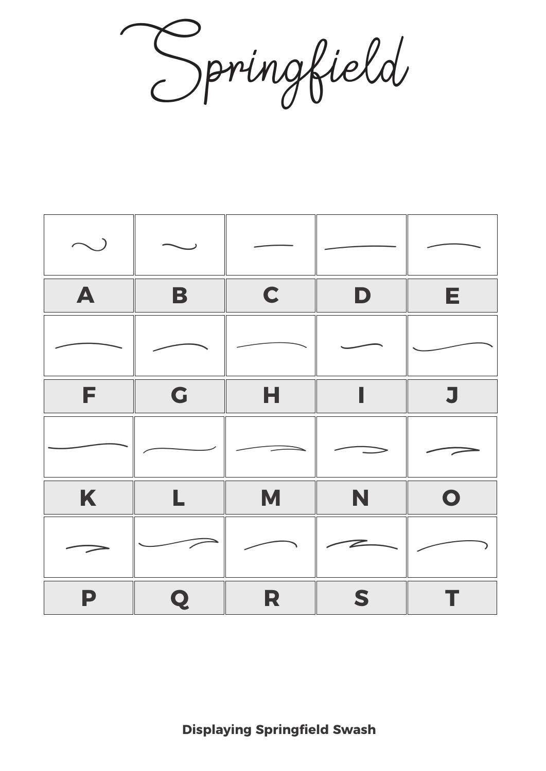# Springfield

| | | | | |
|---|---|---|---|---|
| A | B | C | D | E |
| F | G | H | I | J |
| K | L | M | N | O |
| P | Q | R | S | T |

**Displaying Springfield Swash**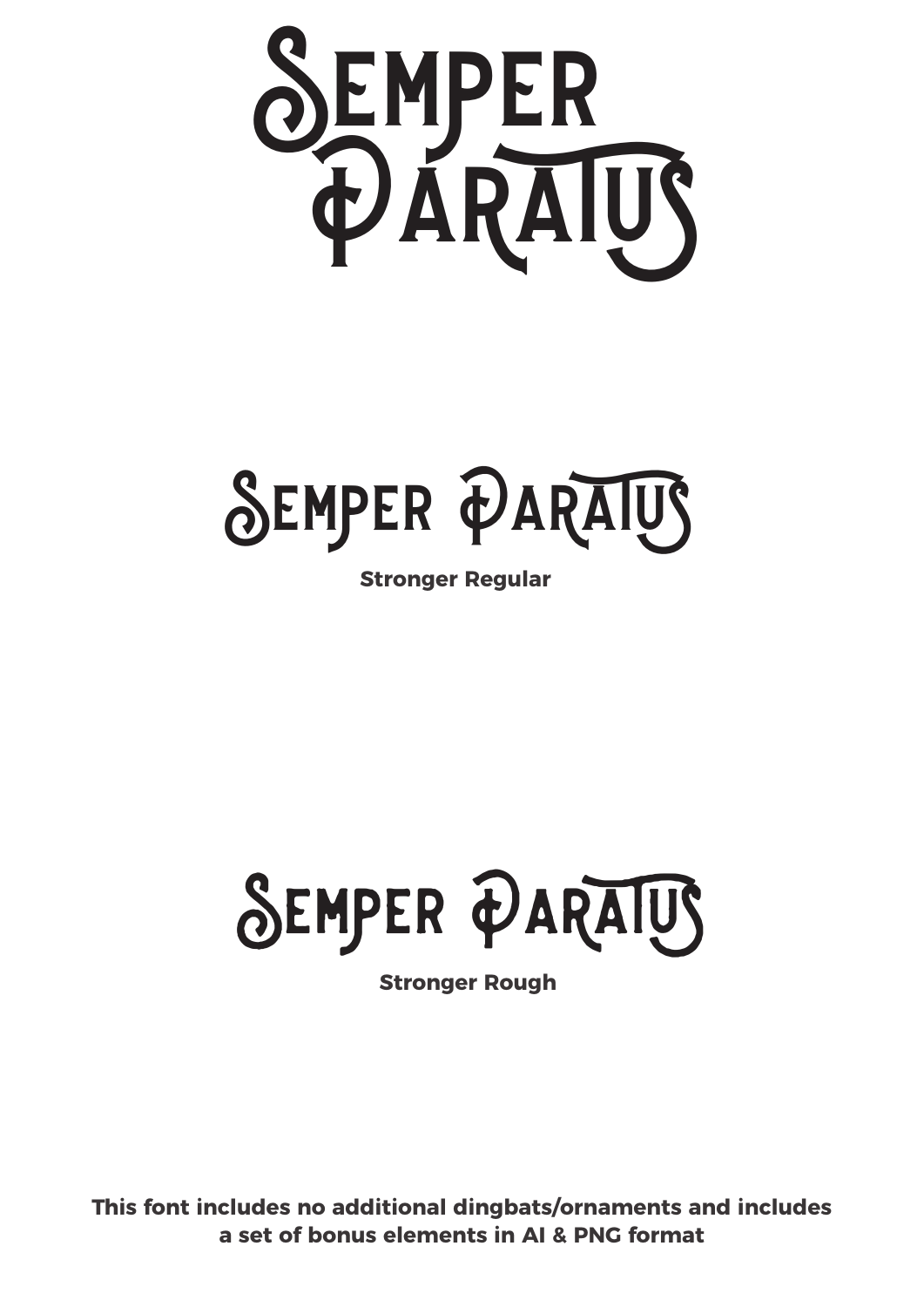# Semper Paratus

Semper Paratus

**Stronger Regular**

Semper Paratus

**Stronger Rough**

**This font includes no additional dingbats/ornaments and includes a set of bonus elements in AI & PNG format**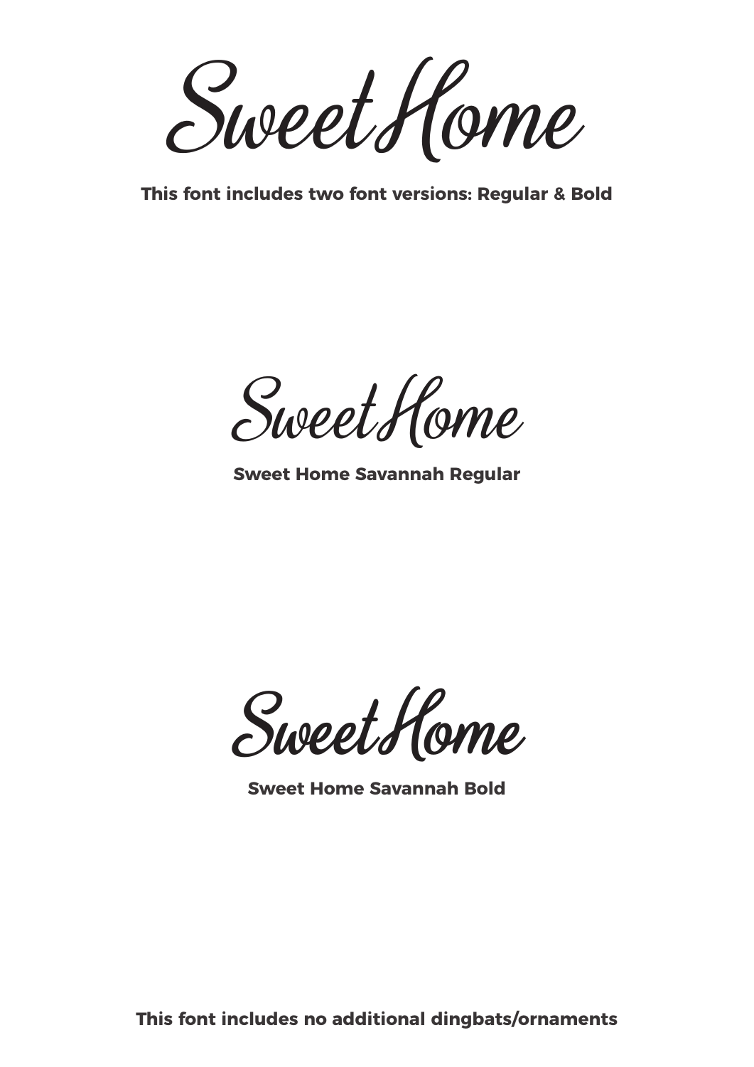# Sweet Home

**This font includes two font versions: Regular & Bold**

Sweet Home

**Sweet Home Savannah Regular**

Sweet Home

**Sweet Home Savannah Bold**

**This font includes no additional dingbats/ornaments**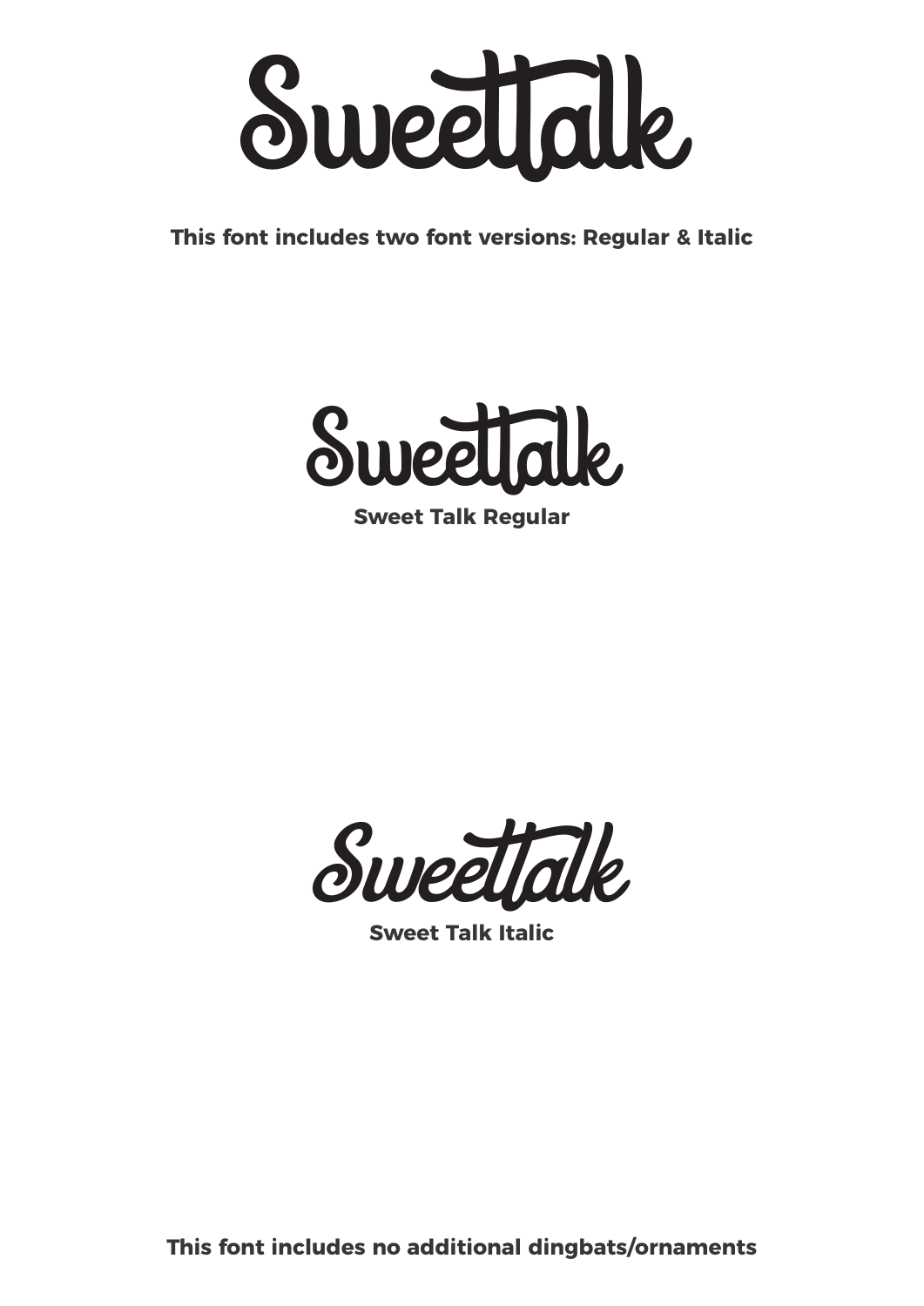# Sweettalk

**This font includes two font versions: Regular & Italic**

Sweettalk

**Sweet Talk Regular**

*Sweettalk*

**Sweet Talk Italic**

**This font includes no additional dingbats/ornaments**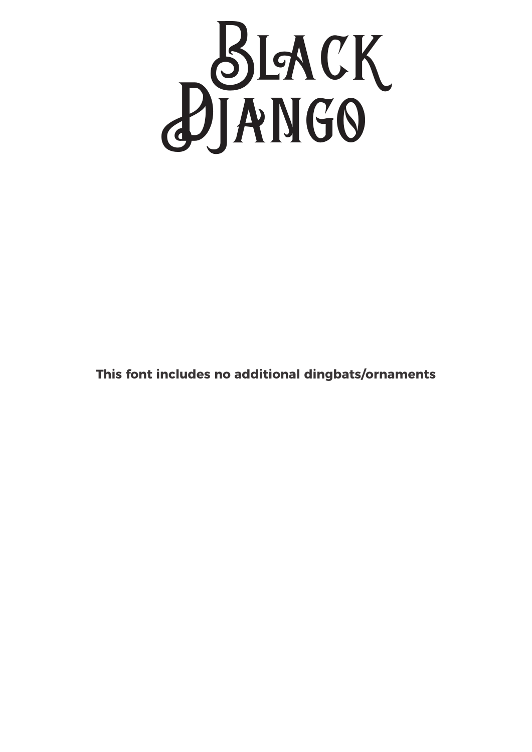# Black Django

**This font includes no additional dingbats/ornaments**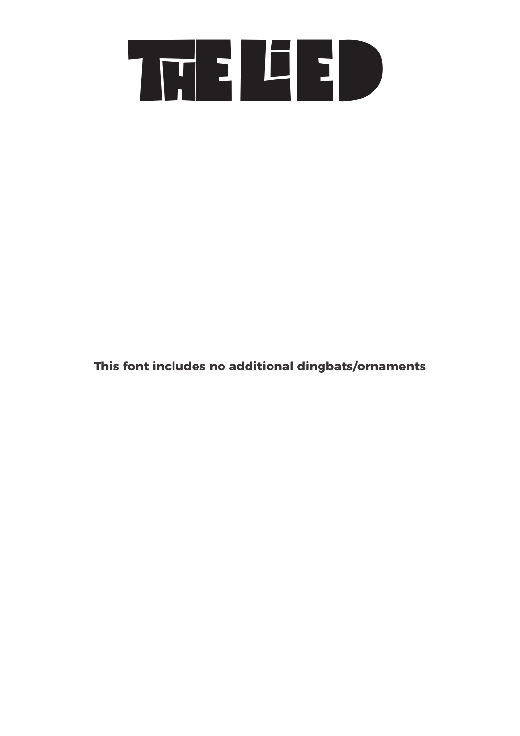# THE LIED

**This font includes no additional dingbats/ornaments**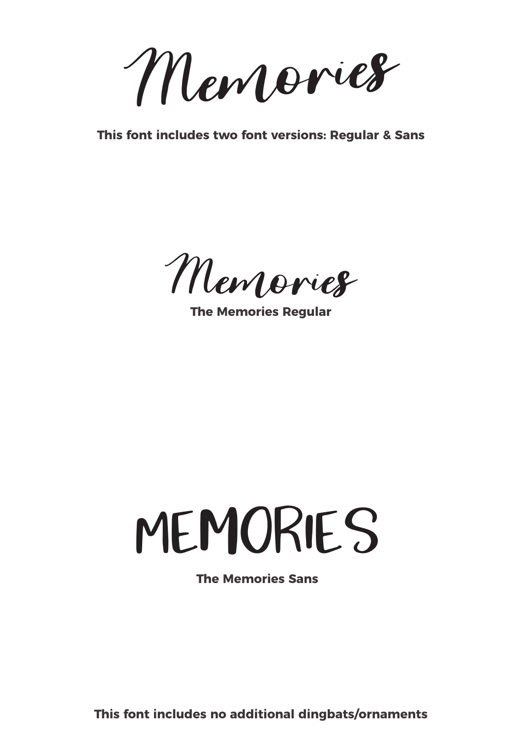# Memories

**This font includes two font versions: Regular & Sans**

Memories

**The Memories Regular**

MEMORIES

**The Memories Sans**

**This font includes no additional dingbats/ornaments**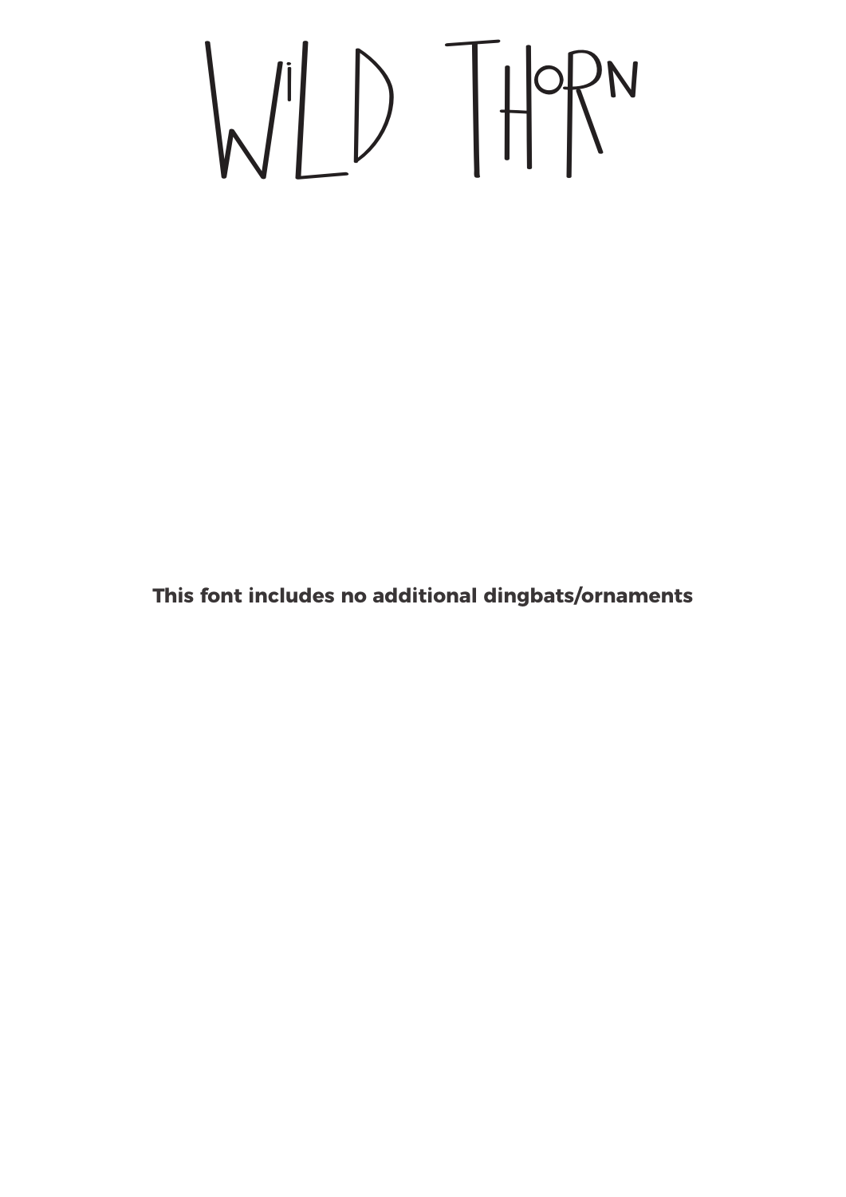# WILD THORN

**This font includes no additional dingbats/ornaments**